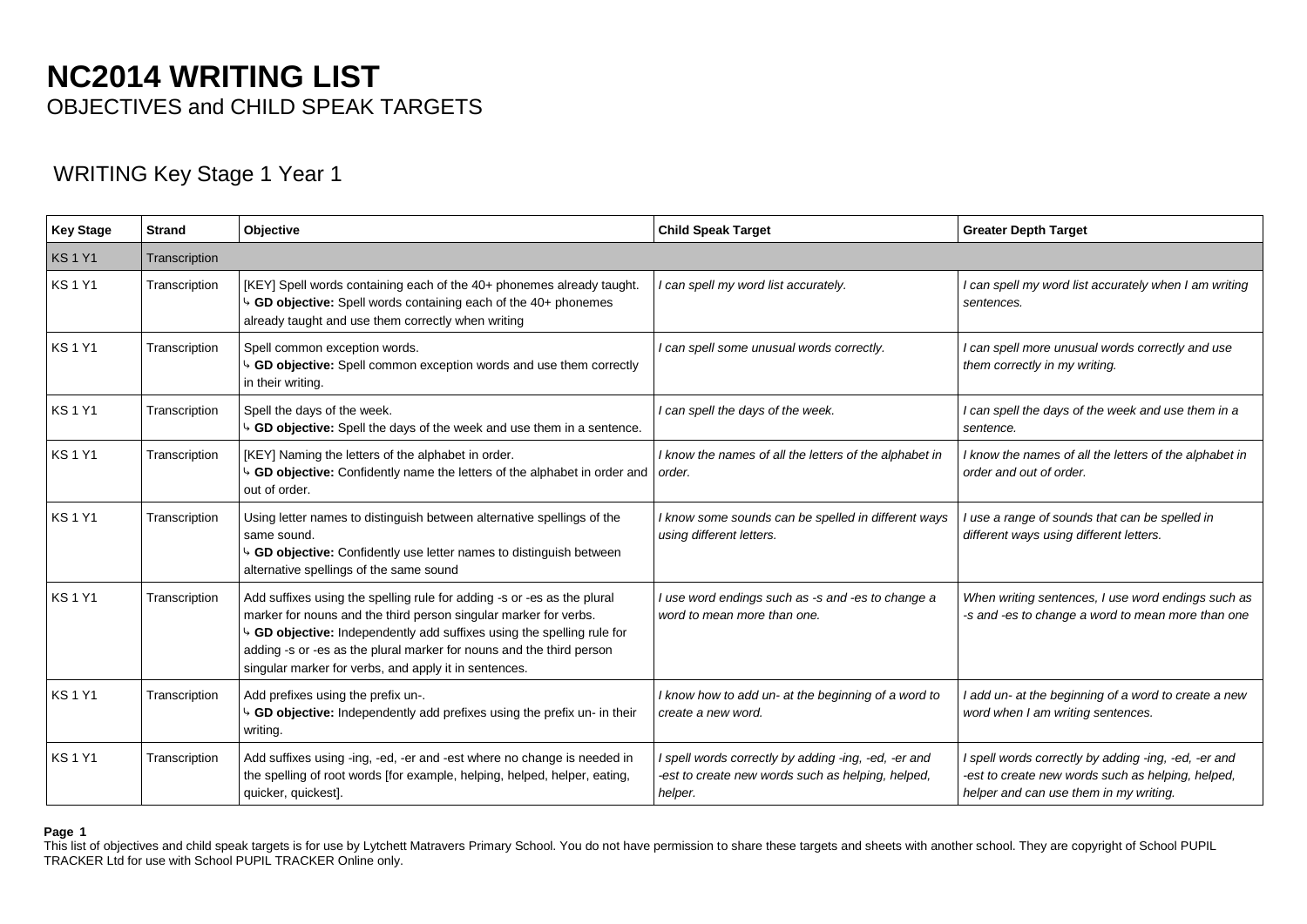# NC2014 WRITING LIST

OBJECTIVES and CHILD SPEAK TARGETS

## WRITING Key Stage 1 Year 1

| Key Stage | Strand | Objective | Child Speak Target | Greater Depth Target |
|---|---|---|---|---|
| KS 1 Y1 | Transcription | | | |
| KS 1 Y1 | Transcription | [KEY] Spell words containing each of the 40+ phonemes already taught.<br>↳ **GD objective:** Spell words containing each of the 40+ phonemes already taught and use them correctly when writing | *I can spell my word list accurately.* | *I can spell my word list accurately when I am writing sentences.* |
| KS 1 Y1 | Transcription | Spell common exception words.<br>↳ **GD objective:** Spell common exception words and use them correctly in their writing. | *I can spell some unusual words correctly.* | *I can spell more unusual words correctly and use them correctly in my writing.* |
| KS 1 Y1 | Transcription | Spell the days of the week.<br>↳ **GD objective:** Spell the days of the week and use them in a sentence. | *I can spell the days of the week.* | *I can spell the days of the week and use them in a sentence.* |
| KS 1 Y1 | Transcription | [KEY] Naming the letters of the alphabet in order.<br>↳ **GD objective:** Confidently name the letters of the alphabet in order and out of order. | *I know the names of all the letters of the alphabet in order.* | *I know the names of all the letters of the alphabet in order and out of order.* |
| KS 1 Y1 | Transcription | Using letter names to distinguish between alternative spellings of the same sound.<br>↳ **GD objective:** Confidently use letter names to distinguish between alternative spellings of the same sound | *I know some sounds can be spelled in different ways using different letters.* | *I use a range of sounds that can be spelled in different ways using different letters.* |
| KS 1 Y1 | Transcription | Add suffixes using the spelling rule for adding -s or -es as the plural marker for nouns and the third person singular marker for verbs.<br>↳ **GD objective:** Independently add suffixes using the spelling rule for adding -s or -es as the plural marker for nouns and the third person singular marker for verbs, and apply it in sentences. | *I use word endings such as -s and -es to change a word to mean more than one.* | *When writing sentences, I use word endings such as -s and -es to change a word to mean more than one* |
| KS 1 Y1 | Transcription | Add prefixes using the prefix un-.<br>↳ **GD objective:** Independently add prefixes using the prefix un- in their writing. | *I know how to add un- at the beginning of a word to create a new word.* | *I add un- at the beginning of a word to create a new word when I am writing sentences.* |
| KS 1 Y1 | Transcription | Add suffixes using -ing, -ed, -er and -est where no change is needed in the spelling of root words [for example, helping, helped, helper, eating, quicker, quickest]. | *I spell words correctly by adding -ing, -ed, -er and -est to create new words such as helping, helped, helper.* | *I spell words correctly by adding -ing, -ed, -er and -est to create new words such as helping, helped, helper and can use them in my writing.* |

This list of objectives and child speak targets is for use by Lytchett Matravers Primary School. You do not have permission to share these targets and sheets with another school. They are copyright of School PUPIL TRACKER Ltd for use with School PUPIL TRACKER Online only.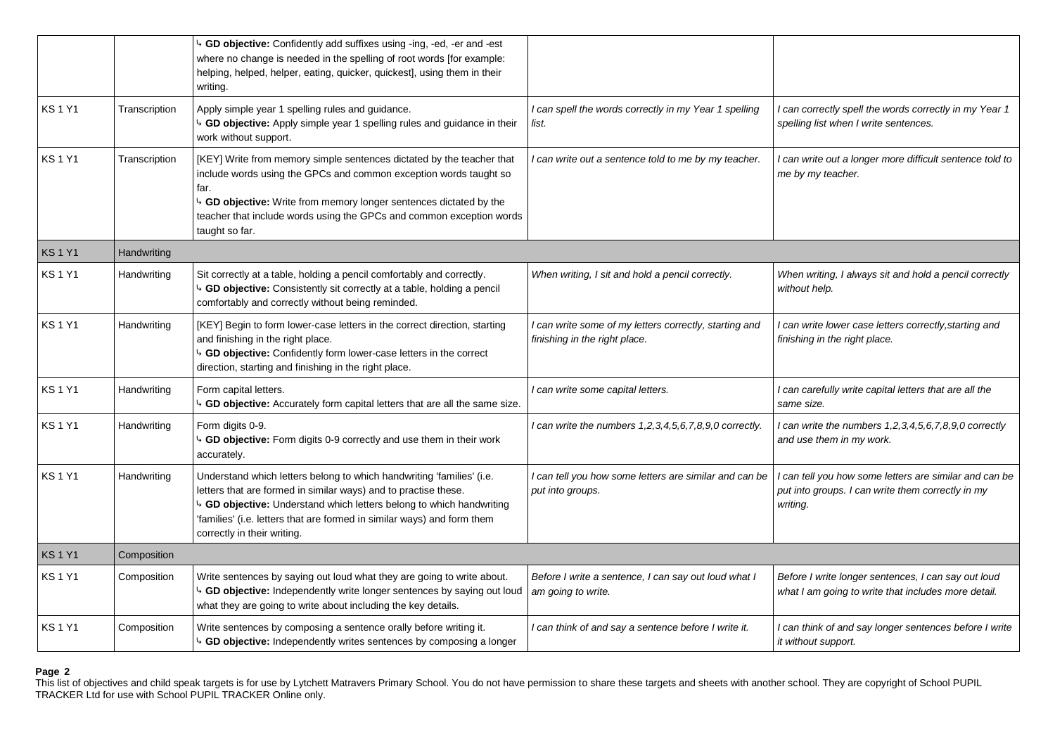| | | | | |
|---|---|---|---|---|
| | | ↳ **GD objective:** Confidently add suffixes using -ing, -ed, -er and -est where no change is needed in the spelling of root words [for example: helping, helped, helper, eating, quicker, quickest], using them in their writing. | | |
| KS 1 Y1 | Transcription | Apply simple year 1 spelling rules and guidance.<br>↳ **GD objective:** Apply simple year 1 spelling rules and guidance in their work without support. | *I can spell the words correctly in my Year 1 spelling list.* | *I can correctly spell the words correctly in my Year 1 spelling list when I write sentences.* |
| KS 1 Y1 | Transcription | [KEY] Write from memory simple sentences dictated by the teacher that include words using the GPCs and common exception words taught so far.<br>↳ **GD objective:** Write from memory longer sentences dictated by the teacher that include words using the GPCs and common exception words taught so far. | *I can write out a sentence told to me by my teacher.* | *I can write out a longer more difficult sentence told to me by my teacher.* |
| KS 1 Y1 | Handwriting | | | |
| KS 1 Y1 | Handwriting | Sit correctly at a table, holding a pencil comfortably and correctly.<br>↳ **GD objective:** Consistently sit correctly at a table, holding a pencil comfortably and correctly without being reminded. | *When writing, I sit and hold a pencil correctly.* | *When writing, I always sit and hold a pencil correctly without help.* |
| KS 1 Y1 | Handwriting | [KEY] Begin to form lower-case letters in the correct direction, starting and finishing in the right place.<br>↳ **GD objective:** Confidently form lower-case letters in the correct direction, starting and finishing in the right place. | *I can write some of my letters correctly, starting and finishing in the right place.* | *I can write lower case letters correctly,starting and finishing in the right place.* |
| KS 1 Y1 | Handwriting | Form capital letters.<br>↳ **GD objective:** Accurately form capital letters that are all the same size. | *I can write some capital letters.* | *I can carefully write capital letters that are all the same size.* |
| KS 1 Y1 | Handwriting | Form digits 0-9.<br>↳ **GD objective:** Form digits 0-9 correctly and use them in their work accurately. | *I can write the numbers 1,2,3,4,5,6,7,8,9,0 correctly.* | *I can write the numbers 1,2,3,4,5,6,7,8,9,0 correctly and use them in my work.* |
| KS 1 Y1 | Handwriting | Understand which letters belong to which handwriting 'families' (i.e. letters that are formed in similar ways) and to practise these.<br>↳ **GD objective:** Understand which letters belong to which handwriting 'families' (i.e. letters that are formed in similar ways) and form them correctly in their writing. | *I can tell you how some letters are similar and can be put into groups.* | *I can tell you how some letters are similar and can be put into groups. I can write them correctly in my writing.* |
| KS 1 Y1 | Composition | | | |
| KS 1 Y1 | Composition | Write sentences by saying out loud what they are going to write about.<br>↳ **GD objective:** Independently write longer sentences by saying out loud what they are going to write about including the key details. | *Before I write a sentence, I can say out loud what I am going to write.* | *Before I write longer sentences, I can say out loud what I am going to write that includes more detail.* |
| KS 1 Y1 | Composition | Write sentences by composing a sentence orally before writing it.<br>↳ **GD objective:** Independently writes sentences by composing a longer | *I can think of and say a sentence before I write it.* | *I can think of and say longer sentences before I write it without support.* |

This list of objectives and child speak targets is for use by Lytchett Matravers Primary School. You do not have permission to share these targets and sheets with another school. They are copyright of School PUPIL TRACKER Ltd for use with School PUPIL TRACKER Online only.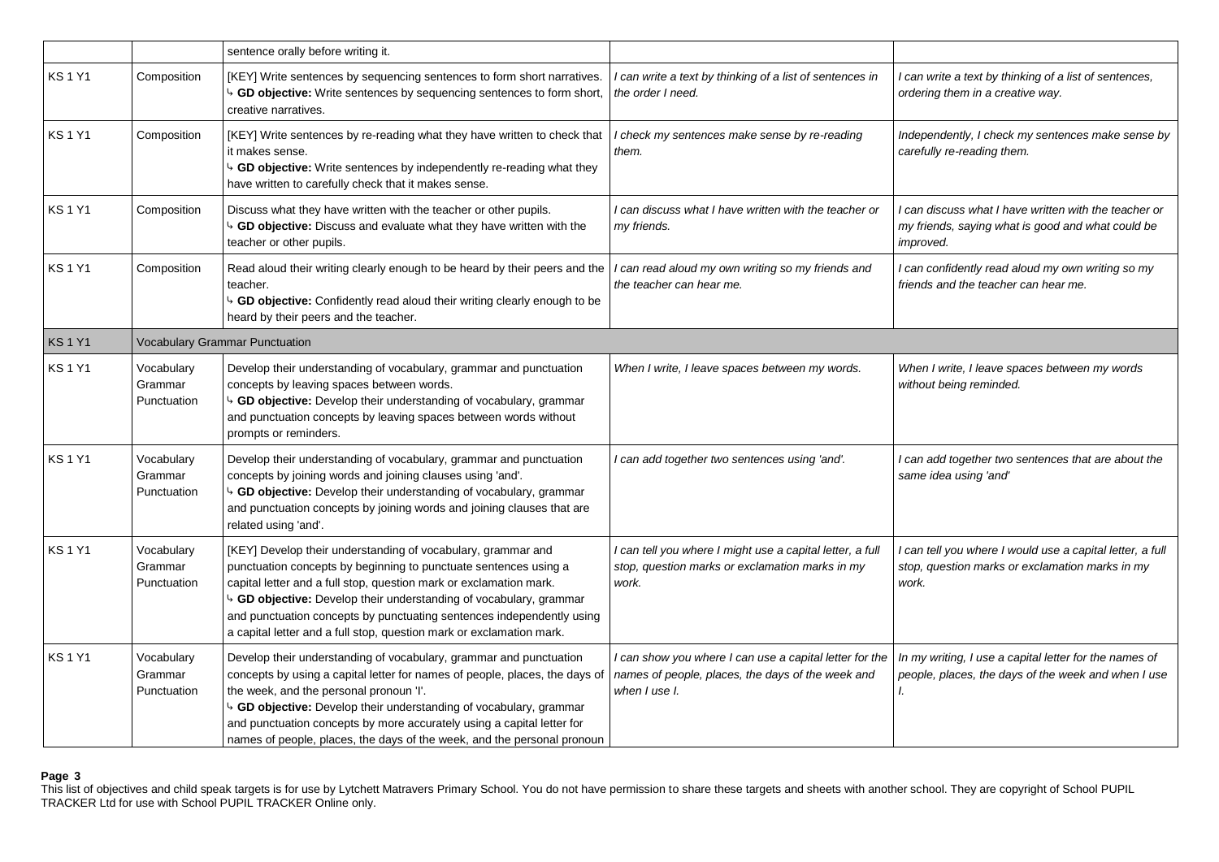| | | | | |
|---|---|---|---|---|
| | | sentence orally before writing it. | | |
| KS 1 Y1 | Composition | [KEY] Write sentences by sequencing sentences to form short narratives. ↳ **GD objective:** Write sentences by sequencing sentences to form short, creative narratives. | *I can write a text by thinking of a list of sentences in the order I need.* | *I can write a text by thinking of a list of sentences, ordering them in a creative way.* |
| KS 1 Y1 | Composition | [KEY] Write sentences by re-reading what they have written to check that it makes sense. ↳ **GD objective:** Write sentences by independently re-reading what they have written to carefully check that it makes sense. | *I check my sentences make sense by re-reading them.* | *Independently, I check my sentences make sense by carefully re-reading them.* |
| KS 1 Y1 | Composition | Discuss what they have written with the teacher or other pupils. ↳ **GD objective:** Discuss and evaluate what they have written with the teacher or other pupils. | *I can discuss what I have written with the teacher or my friends.* | *I can discuss what I have written with the teacher or my friends, saying what is good and what could be improved.* |
| KS 1 Y1 | Composition | Read aloud their writing clearly enough to be heard by their peers and the teacher. ↳ **GD objective:** Confidently read aloud their writing clearly enough to be heard by their peers and the teacher. | *I can read aloud my own writing so my friends and the teacher can hear me.* | *I can confidently read aloud my own writing so my friends and the teacher can hear me.* |
| KS 1 Y1 | Vocabulary Grammar Punctuation | | | |
| KS 1 Y1 | Vocabulary Grammar Punctuation | Develop their understanding of vocabulary, grammar and punctuation concepts by leaving spaces between words. ↳ **GD objective:** Develop their understanding of vocabulary, grammar and punctuation concepts by leaving spaces between words without prompts or reminders. | *When I write, I leave spaces between my words.* | *When I write, I leave spaces between my words without being reminded.* |
| KS 1 Y1 | Vocabulary Grammar Punctuation | Develop their understanding of vocabulary, grammar and punctuation concepts by joining words and joining clauses using 'and'. ↳ **GD objective:** Develop their understanding of vocabulary, grammar and punctuation concepts by joining words and joining clauses that are related using 'and'. | *I can add together two sentences using 'and'.* | *I can add together two sentences that are about the same idea using 'and'* |
| KS 1 Y1 | Vocabulary Grammar Punctuation | [KEY] Develop their understanding of vocabulary, grammar and punctuation concepts by beginning to punctuate sentences using a capital letter and a full stop, question mark or exclamation mark. ↳ **GD objective:** Develop their understanding of vocabulary, grammar and punctuation concepts by punctuating sentences independently using a capital letter and a full stop, question mark or exclamation mark. | *I can tell you where I might use a capital letter, a full stop, question marks or exclamation marks in my work.* | *I can tell you where I would use a capital letter, a full stop, question marks or exclamation marks in my work.* |
| KS 1 Y1 | Vocabulary Grammar Punctuation | Develop their understanding of vocabulary, grammar and punctuation concepts by using a capital letter for names of people, places, the days of the week, and the personal pronoun 'I'. ↳ **GD objective:** Develop their understanding of vocabulary, grammar and punctuation concepts by more accurately using a capital letter for names of people, places, the days of the week, and the personal pronoun | *I can show you where I can use a capital letter for the names of people, places, the days of the week and when I use I.* | *In my writing, I use a capital letter for the names of people, places, the days of the week and when I use I.* |

This list of objectives and child speak targets is for use by Lytchett Matravers Primary School. You do not have permission to share these targets and sheets with another school. They are copyright of School PUPIL TRACKER Ltd for use with School PUPIL TRACKER Online only.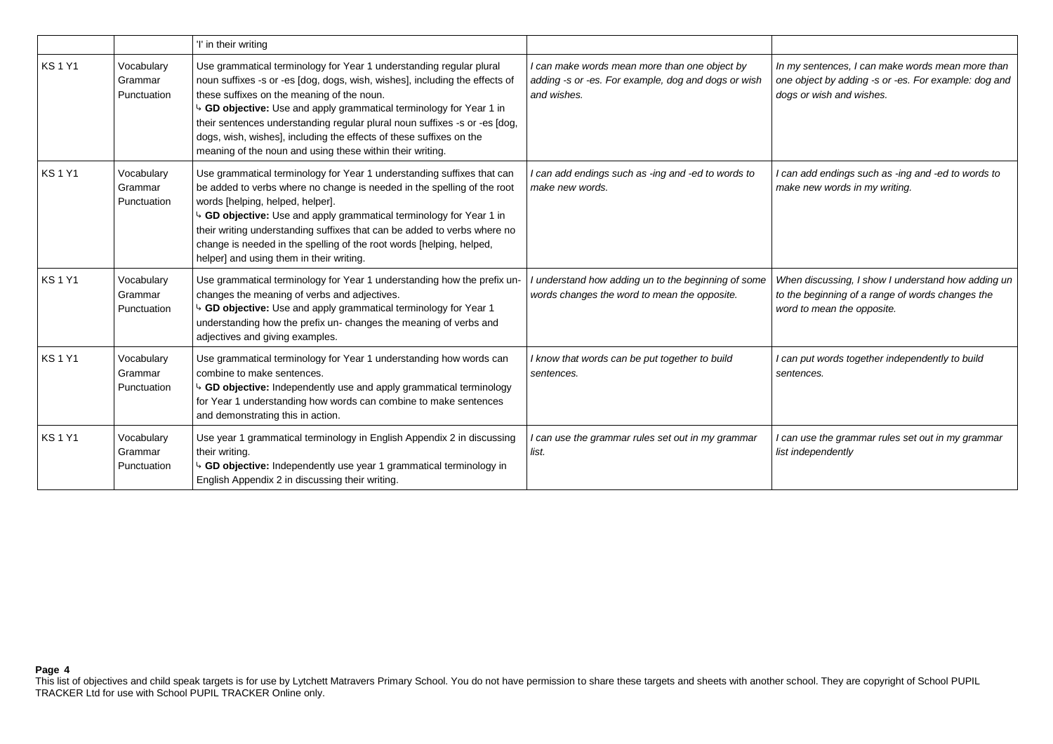|  |  | 'I' in their writing |  |  |
|---|---|---|---|---|
| KS 1 Y1 | Vocabulary Grammar Punctuation | Use grammatical terminology for Year 1 understanding regular plural noun suffixes -s or -es [dog, dogs, wish, wishes], including the effects of these suffixes on the meaning of the noun.<br>↳ **GD objective:** Use and apply grammatical terminology for Year 1 in their sentences understanding regular plural noun suffixes -s or -es [dog, dogs, wish, wishes], including the effects of these suffixes on the meaning of the noun and using these within their writing. | *I can make words mean more than one object by adding -s or -es. For example, dog and dogs or wish and wishes.* | *In my sentences, I can make words mean more than one object by adding -s or -es. For example: dog and dogs or wish and wishes.* |
| KS 1 Y1 | Vocabulary Grammar Punctuation | Use grammatical terminology for Year 1 understanding suffixes that can be added to verbs where no change is needed in the spelling of the root words [helping, helped, helper].<br>↳ **GD objective:** Use and apply grammatical terminology for Year 1 in their writing understanding suffixes that can be added to verbs where no change is needed in the spelling of the root words [helping, helped, helper] and using them in their writing. | *I can add endings such as -ing and -ed to words to make new words.* | *I can add endings such as -ing and -ed to words to make new words in my writing.* |
| KS 1 Y1 | Vocabulary Grammar Punctuation | Use grammatical terminology for Year 1 understanding how the prefix un- changes the meaning of verbs and adjectives.<br>↳ **GD objective:** Use and apply grammatical terminology for Year 1 understanding how the prefix un- changes the meaning of verbs and adjectives and giving examples. | *I understand how adding un to the beginning of some words changes the word to mean the opposite.* | *When discussing, I show I understand how adding un to the beginning of a range of words changes the word to mean the opposite.* |
| KS 1 Y1 | Vocabulary Grammar Punctuation | Use grammatical terminology for Year 1 understanding how words can combine to make sentences.<br>↳ **GD objective:** Independently use and apply grammatical terminology for Year 1 understanding how words can combine to make sentences and demonstrating this in action. | *I know that words can be put together to build sentences.* | *I can put words together independently to build sentences.* |
| KS 1 Y1 | Vocabulary Grammar Punctuation | Use year 1 grammatical terminology in English Appendix 2 in discussing their writing.<br>↳ **GD objective:** Independently use year 1 grammatical terminology in English Appendix 2 in discussing their writing. | *I can use the grammar rules set out in my grammar list.* | *I can use the grammar rules set out in my grammar list independently* |

This list of objectives and child speak targets is for use by Lytchett Matravers Primary School. You do not have permission to share these targets and sheets with another school. They are copyright of School PUPIL TRACKER Ltd for use with School PUPIL TRACKER Online only.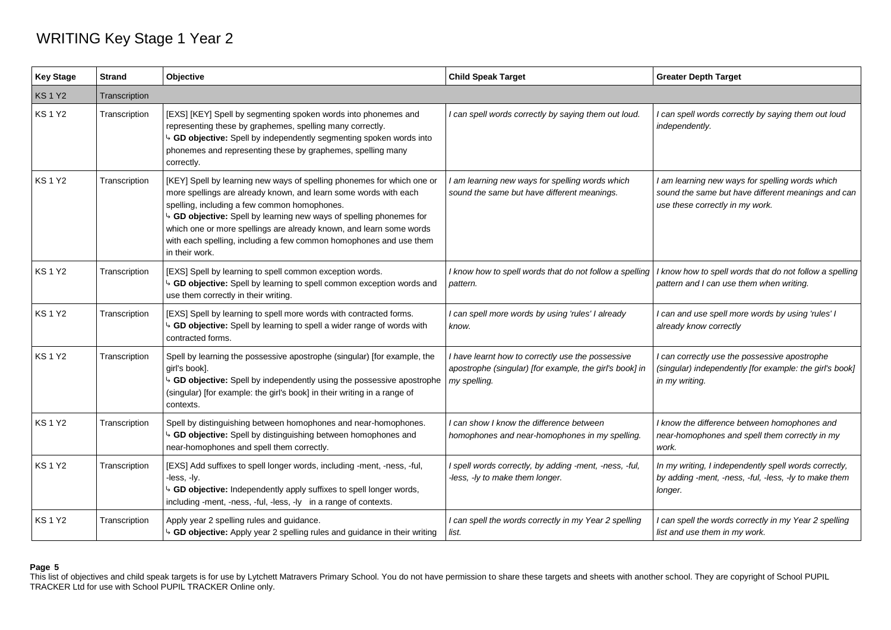# WRITING Key Stage 1 Year 2

| Key Stage | Strand | Objective | Child Speak Target | Greater Depth Target |
|---|---|---|---|---|
| KS 1 Y2 | Transcription | | | |
| KS 1 Y2 | Transcription | [EXS] [KEY] Spell by segmenting spoken words into phonemes and representing these by graphemes, spelling many correctly.<br>↳ **GD objective:** Spell by independently segmenting spoken words into phonemes and representing these by graphemes, spelling many correctly. | *I can spell words correctly by saying them out loud.* | *I can spell words correctly by saying them out loud independently.* |
| KS 1 Y2 | Transcription | [KEY] Spell by learning new ways of spelling phonemes for which one or more spellings are already known, and learn some words with each spelling, including a few common homophones.<br>↳ **GD objective:** Spell by learning new ways of spelling phonemes for which one or more spellings are already known, and learn some words with each spelling, including a few common homophones and use them in their work. | *I am learning new ways for spelling words which sound the same but have different meanings.* | *I am learning new ways for spelling words which sound the same but have different meanings and can use these correctly in my work.* |
| KS 1 Y2 | Transcription | [EXS] Spell by learning to spell common exception words.<br>↳ **GD objective:** Spell by learning to spell common exception words and use them correctly in their writing. | *I know how to spell words that do not follow a spelling pattern.* | *I know how to spell words that do not follow a spelling pattern and I can use them when writing.* |
| KS 1 Y2 | Transcription | [EXS] Spell by learning to spell more words with contracted forms.<br>↳ **GD objective:** Spell by learning to spell a wider range of words with contracted forms. | *I can spell more words by using 'rules' I already know.* | *I can and use spell more words by using 'rules' I already know correctly* |
| KS 1 Y2 | Transcription | Spell by learning the possessive apostrophe (singular) [for example, the girl's book].<br>↳ **GD objective:** Spell by independently using the possessive apostrophe (singular) [for example: the girl's book] in their writing in a range of contexts. | *I have learnt how to correctly use the possessive apostrophe (singular) [for example, the girl's book] in my spelling.* | *I can correctly use the possessive apostrophe (singular) independently [for example: the girl's book] in my writing.* |
| KS 1 Y2 | Transcription | Spell by distinguishing between homophones and near-homophones.<br>↳ **GD objective:** Spell by distinguishing between homophones and near-homophones and spell them correctly. | *I can show I know the difference between homophones and near-homophones in my spelling.* | *I know the difference between homophones and near-homophones and spell them correctly in my work.* |
| KS 1 Y2 | Transcription | [EXS] Add suffixes to spell longer words, including -ment, -ness, -ful, -less, -ly.<br>↳ **GD objective:** Independently apply suffixes to spell longer words, including -ment, -ness, -ful, -less, -ly in a range of contexts. | *I spell words correctly, by adding -ment, -ness, -ful, -less, -ly to make them longer.* | *In my writing, I independently spell words correctly, by adding -ment, -ness, -ful, -less, -ly to make them longer.* |
| KS 1 Y2 | Transcription | Apply year 2 spelling rules and guidance.<br>↳ **GD objective:** Apply year 2 spelling rules and guidance in their writing | *I can spell the words correctly in my Year 2 spelling list.* | *I can spell the words correctly in my Year 2 spelling list and use them in my work.* |

This list of objectives and child speak targets is for use by Lytchett Matravers Primary School. You do not have permission to share these targets and sheets with another school. They are copyright of School PUPIL TRACKER Ltd for use with School PUPIL TRACKER Online only.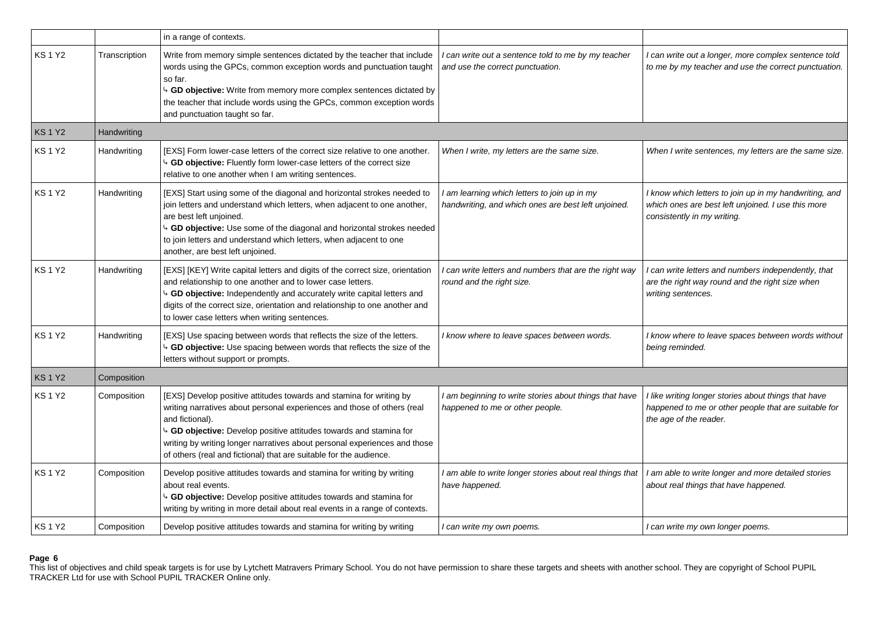| | | | | |
|---|---|---|---|---|
| | | in a range of contexts. | | |
| KS 1 Y2 | Transcription | Write from memory simple sentences dictated by the teacher that include words using the GPCs, common exception words and punctuation taught so far.<br>↳ **GD objective:** Write from memory more complex sentences dictated by the teacher that include words using the GPCs, common exception words and punctuation taught so far. | *I can write out a sentence told to me by my teacher and use the correct punctuation.* | *I can write out a longer, more complex sentence told to me by my teacher and use the correct punctuation.* |
| KS 1 Y2 | Handwriting | | | |
| KS 1 Y2 | Handwriting | [EXS] Form lower-case letters of the correct size relative to one another.<br>↳ **GD objective:** Fluently form lower-case letters of the correct size relative to one another when I am writing sentences. | *When I write, my letters are the same size.* | *When I write sentences, my letters are the same size.* |
| KS 1 Y2 | Handwriting | [EXS] Start using some of the diagonal and horizontal strokes needed to join letters and understand which letters, when adjacent to one another, are best left unjoined.<br>↳ **GD objective:** Use some of the diagonal and horizontal strokes needed to join letters and understand which letters, when adjacent to one another, are best left unjoined. | *I am learning which letters to join up in my handwriting, and which ones are best left unjoined.* | *I know which letters to join up in my handwriting, and which ones are best left unjoined. I use this more consistently in my writing.* |
| KS 1 Y2 | Handwriting | [EXS] [KEY] Write capital letters and digits of the correct size, orientation and relationship to one another and to lower case letters.<br>↳ **GD objective:** Independently and accurately write capital letters and digits of the correct size, orientation and relationship to one another and to lower case letters when writing sentences. | *I can write letters and numbers that are the right way round and the right size.* | *I can write letters and numbers independently, that are the right way round and the right size when writing sentences.* |
| KS 1 Y2 | Handwriting | [EXS] Use spacing between words that reflects the size of the letters.<br>↳ **GD objective:** Use spacing between words that reflects the size of the letters without support or prompts. | *I know where to leave spaces between words.* | *I know where to leave spaces between words without being reminded.* |
| KS 1 Y2 | Composition | | | |
| KS 1 Y2 | Composition | [EXS] Develop positive attitudes towards and stamina for writing by writing narratives about personal experiences and those of others (real and fictional).<br>↳ **GD objective:** Develop positive attitudes towards and stamina for writing by writing longer narratives about personal experiences and those of others (real and fictional) that are suitable for the audience. | *I am beginning to write stories about things that have happened to me or other people.* | *I like writing longer stories about things that have happened to me or other people that are suitable for the age of the reader.* |
| KS 1 Y2 | Composition | Develop positive attitudes towards and stamina for writing by writing about real events.<br>↳ **GD objective:** Develop positive attitudes towards and stamina for writing by writing in more detail about real events in a range of contexts. | *I am able to write longer stories about real things that have happened.* | *I am able to write longer and more detailed stories about real things that have happened.* |
| KS 1 Y2 | Composition | Develop positive attitudes towards and stamina for writing by writing | *I can write my own poems.* | *I can write my own longer poems.* |

**Page 6**
This list of objectives and child speak targets is for use by Lytchett Matravers Primary School. You do not have permission to share these targets and sheets with another school. They are copyright of School PUPIL TRACKER Ltd for use with School PUPIL TRACKER Online only.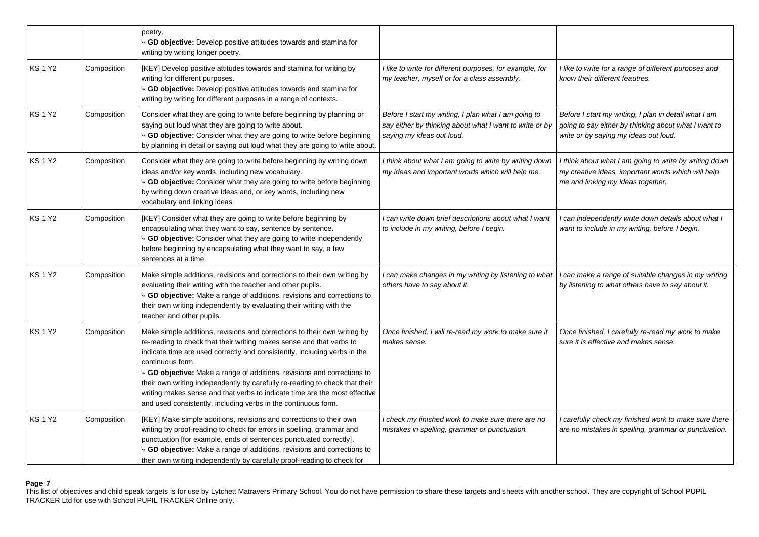| | | | | |
|---|---|---|---|---|
| | | poetry.<br>↳ **GD objective:** Develop positive attitudes towards and stamina for writing by writing longer poetry. | | |
| KS 1 Y2 | Composition | [KEY] Develop positive attitudes towards and stamina for writing by writing for different purposes.<br>↳ **GD objective:** Develop positive attitudes towards and stamina for writing by writing for different purposes in a range of contexts. | *I like to write for different purposes, for example, for my teacher, myself or for a class assembly.* | *I like to write for a range of different purposes and know their different feautres.* |
| KS 1 Y2 | Composition | Consider what they are going to write before beginning by planning or saying out loud what they are going to write about.<br>↳ **GD objective:** Consider what they are going to write before beginning by planning in detail or saying out loud what they are going to write about. | *Before I start my writing, I plan what I am going to say either by thinking about what I want to write or by saying my ideas out loud.* | *Before I start my writing, I plan in detail what I am going to say either by thinking about what I want to write or by saying my ideas out loud.* |
| KS 1 Y2 | Composition | Consider what they are going to write before beginning by writing down ideas and/or key words, including new vocabulary.<br>↳ **GD objective:** Consider what they are going to write before beginning by writing down creative ideas and, or key words, including new vocabulary and linking ideas. | *I think about what I am going to write by writing down my ideas and important words which will help me.* | *I think about what I am going to write by writing down my creative ideas, important words which will help me and linking my ideas together.* |
| KS 1 Y2 | Composition | [KEY] Consider what they are going to write before beginning by encapsulating what they want to say, sentence by sentence.<br>↳ **GD objective:** Consider what they are going to write independently before beginning by encapsulating what they want to say, a few sentences at a time. | *I can write down brief descriptions about what I want to include in my writing, before I begin.* | *I can independently write down details about what I want to include in my writing, before I begin.* |
| KS 1 Y2 | Composition | Make simple additions, revisions and corrections to their own writing by evaluating their writing with the teacher and other pupils.<br>↳ **GD objective:** Make a range of additions, revisions and corrections to their own writing independently by evaluating their writing with the teacher and other pupils. | *I can make changes in my writing by listening to what others have to say about it.* | *I can make a range of suitable changes in my writing by listening to what others have to say about it.* |
| KS 1 Y2 | Composition | Make simple additions, revisions and corrections to their own writing by re-reading to check that their writing makes sense and that verbs to indicate time are used correctly and consistently, including verbs in the continuous form.<br>↳ **GD objective:** Make a range of additions, revisions and corrections to their own writing independently by carefully re-reading to check that their writing makes sense and that verbs to indicate time are the most effective and used consistently, including verbs in the continuous form. | *Once finished, I will re-read my work to make sure it makes sense.* | *Once finished, I carefully re-read my work to make sure it is effective and makes sense.* |
| KS 1 Y2 | Composition | [KEY] Make simple additions, revisions and corrections to their own writing by proof-reading to check for errors in spelling, grammar and punctuation [for example, ends of sentences punctuated correctly].<br>↳ **GD objective:** Make a range of additions, revisions and corrections to their own writing independently by carefully proof-reading to check for | *I check my finished work to make sure there are no mistakes in spelling, grammar or punctuation.* | *I carefully check my finished work to make sure there are no mistakes in spelling, grammar or punctuation.* |

This list of objectives and child speak targets is for use by Lytchett Matravers Primary School. You do not have permission to share these targets and sheets with another school. They are copyright of School PUPIL TRACKER Ltd for use with School PUPIL TRACKER Online only.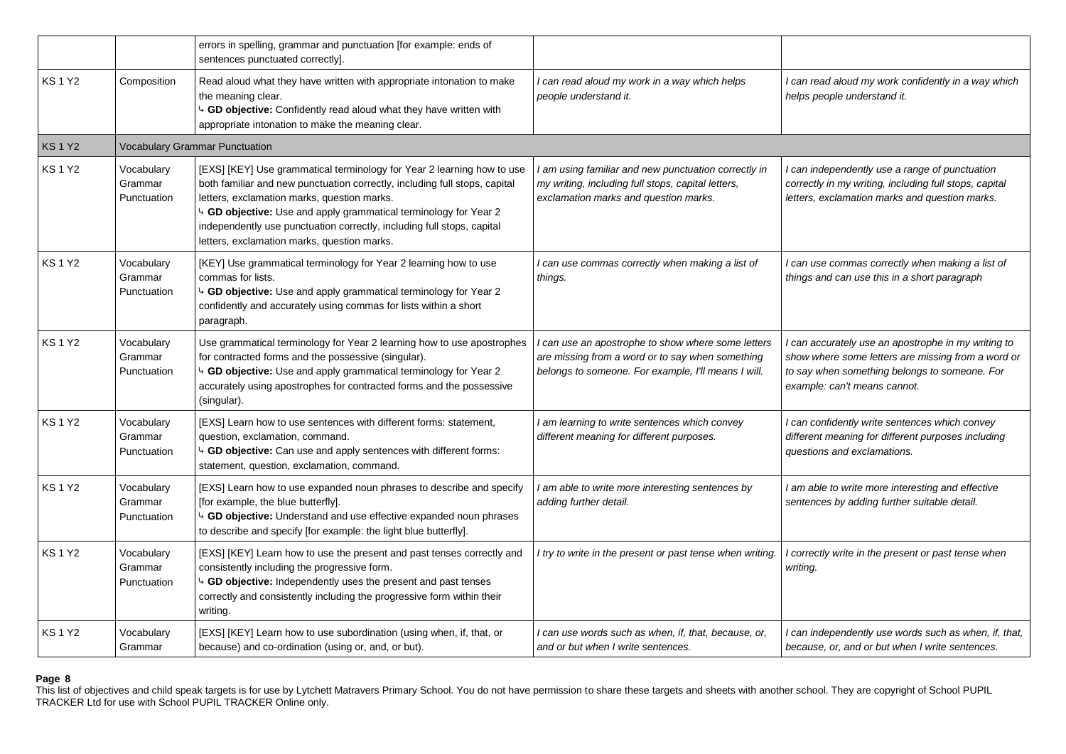| | | | | |
|---|---|---|---|---|
| | | errors in spelling, grammar and punctuation [for example: ends of sentences punctuated correctly]. | | |
| KS 1 Y2 | Composition | Read aloud what they have written with appropriate intonation to make the meaning clear.<br>↳ **GD objective:** Confidently read aloud what they have written with appropriate intonation to make the meaning clear. | *I can read aloud my work in a way which helps people understand it.* | *I can read aloud my work confidently in a way which helps people understand it.* |
| KS 1 Y2 | Vocabulary Grammar Punctuation | | | |
| KS 1 Y2 | Vocabulary Grammar Punctuation | [EXS] [KEY] Use grammatical terminology for Year 2 learning how to use both familiar and new punctuation correctly, including full stops, capital letters, exclamation marks, question marks.<br>↳ **GD objective:** Use and apply grammatical terminology for Year 2 independently use punctuation correctly, including full stops, capital letters, exclamation marks, question marks. | *I am using familiar and new punctuation correctly in my writing, including full stops, capital letters, exclamation marks and question marks.* | *I can independently use a range of punctuation correctly in my writing, including full stops, capital letters, exclamation marks and question marks.* |
| KS 1 Y2 | Vocabulary Grammar Punctuation | [KEY] Use grammatical terminology for Year 2 learning how to use commas for lists.<br>↳ **GD objective:** Use and apply grammatical terminology for Year 2 confidently and accurately using commas for lists within a short paragraph. | *I can use commas correctly when making a list of things.* | *I can use commas correctly when making a list of things and can use this in a short paragraph* |
| KS 1 Y2 | Vocabulary Grammar Punctuation | Use grammatical terminology for Year 2 learning how to use apostrophes for contracted forms and the possessive (singular).<br>↳ **GD objective:** Use and apply grammatical terminology for Year 2 accurately using apostrophes for contracted forms and the possessive (singular). | *I can use an apostrophe to show where some letters are missing from a word or to say when something belongs to someone. For example, I'll means I will.* | *I can accurately use an apostrophe in my writing to show where some letters are missing from a word or to say when something belongs to someone. For example: can't means cannot.* |
| KS 1 Y2 | Vocabulary Grammar Punctuation | [EXS] Learn how to use sentences with different forms: statement, question, exclamation, command.<br>↳ **GD objective:** Can use and apply sentences with different forms: statement, question, exclamation, command. | *I am learning to write sentences which convey different meaning for different purposes.* | *I can confidently write sentences which convey different meaning for different purposes including questions and exclamations.* |
| KS 1 Y2 | Vocabulary Grammar Punctuation | [EXS] Learn how to use expanded noun phrases to describe and specify [for example, the blue butterfly].<br>↳ **GD objective:** Understand and use effective expanded noun phrases to describe and specify [for example: the light blue butterfly]. | *I am able to write more interesting sentences by adding further detail.* | *I am able to write more interesting and effective sentences by adding further suitable detail.* |
| KS 1 Y2 | Vocabulary Grammar Punctuation | [EXS] [KEY] Learn how to use the present and past tenses correctly and consistently including the progressive form.<br>↳ **GD objective:** Independently uses the present and past tenses correctly and consistently including the progressive form within their writing. | *I try to write in the present or past tense when writing.* | *I correctly write in the present or past tense when writing.* |
| KS 1 Y2 | Vocabulary Grammar | [EXS] [KEY] Learn how to use subordination (using when, if, that, or because) and co-ordination (using or, and, or but). | *I can use words such as when, if, that, because, or, and or but when I write sentences.* | *I can independently use words such as when, if, that, because, or, and or but when I write sentences.* |

This list of objectives and child speak targets is for use by Lytchett Matravers Primary School. You do not have permission to share these targets and sheets with another school. They are copyright of School PUPIL TRACKER Ltd for use with School PUPIL TRACKER Online only.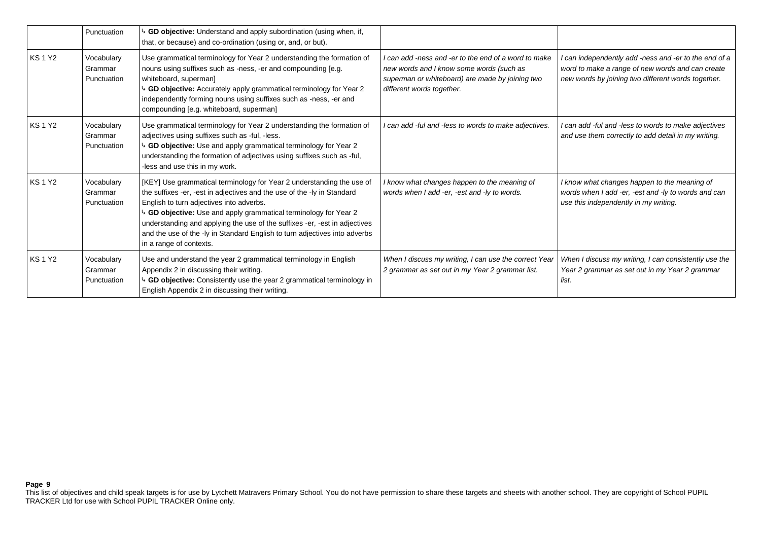| | | | | |
|---|---|---|---|---|
| | Punctuation | ↳ **GD objective:** Understand and apply subordination (using when, if, that, or because) and co-ordination (using or, and, or but). | | |
| KS 1 Y2 | Vocabulary<br>Grammar<br>Punctuation | Use grammatical terminology for Year 2 understanding the formation of nouns using suffixes such as -ness, -er and compounding [e.g. whiteboard, superman]<br>↳ **GD objective:** Accurately apply grammatical terminology for Year 2 independently forming nouns using suffixes such as -ness, -er and compounding [e.g. whiteboard, superman] | *I can add -ness and -er to the end of a word to make new words and I know some words (such as superman or whiteboard) are made by joining two different words together.* | *I can independently add -ness and -er to the end of a word to make a range of new words and can create new words by joining two different words together.* |
| KS 1 Y2 | Vocabulary<br>Grammar<br>Punctuation | Use grammatical terminology for Year 2 understanding the formation of adjectives using suffixes such as -ful, -less.<br>↳ **GD objective:** Use and apply grammatical terminology for Year 2 understanding the formation of adjectives using suffixes such as -ful, -less and use this in my work. | *I can add -ful and -less to words to make adjectives.* | *I can add -ful and -less to words to make adjectives and use them correctly to add detail in my writing.* |
| KS 1 Y2 | Vocabulary<br>Grammar<br>Punctuation | [KEY] Use grammatical terminology for Year 2 understanding the use of the suffixes -er, -est in adjectives and the use of the -ly in Standard English to turn adjectives into adverbs.<br>↳ **GD objective:** Use and apply grammatical terminology for Year 2 understanding and applying the use of the suffixes -er, -est in adjectives and the use of the -ly in Standard English to turn adjectives into adverbs in a range of contexts. | *I know what changes happen to the meaning of words when I add -er, -est and -ly to words.* | *I know what changes happen to the meaning of words when I add -er, -est and -ly to words and can use this independently in my writing.* |
| KS 1 Y2 | Vocabulary<br>Grammar<br>Punctuation | Use and understand the year 2 grammatical terminology in English Appendix 2 in discussing their writing.<br>↳ **GD objective:** Consistently use the year 2 grammatical terminology in English Appendix 2 in discussing their writing. | *When I discuss my writing, I can use the correct Year 2 grammar as set out in my Year 2 grammar list.* | *When I discuss my writing, I can consistently use the Year 2 grammar as set out in my Year 2 grammar list.* |

This list of objectives and child speak targets is for use by Lytchett Matravers Primary School. You do not have permission to share these targets and sheets with another school. They are copyright of School PUPIL TRACKER Ltd for use with School PUPIL TRACKER Online only.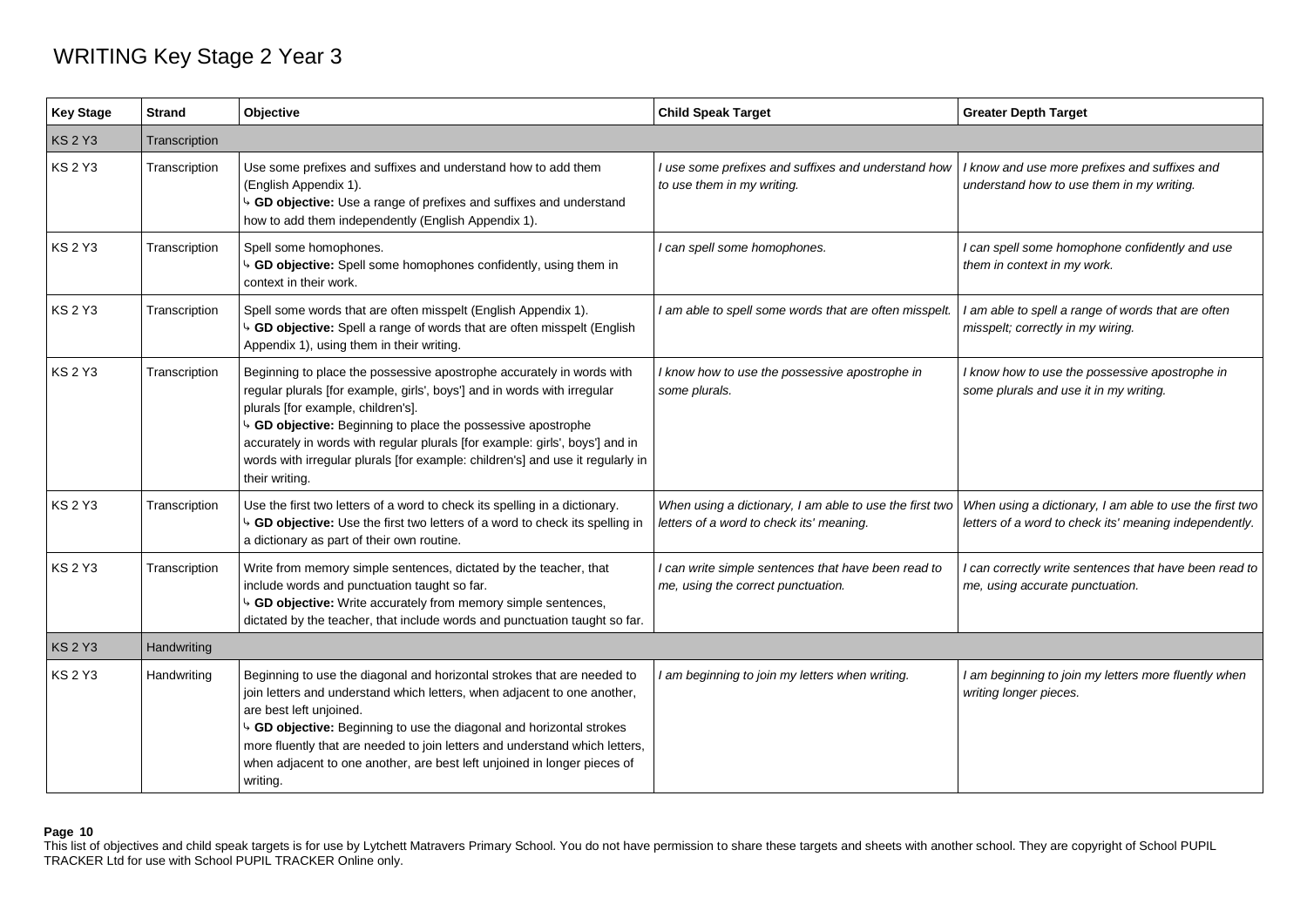# WRITING Key Stage 2 Year 3

| Key Stage | Strand | Objective | Child Speak Target | Greater Depth Target |
|---|---|---|---|---|
| KS 2 Y3 | Transcription | | | |
| KS 2 Y3 | Transcription | Use some prefixes and suffixes and understand how to add them (English Appendix 1).<br>↳ **GD objective:** Use a range of prefixes and suffixes and understand how to add them independently (English Appendix 1). | *I use some prefixes and suffixes and understand how to use them in my writing.* | *I know and use more prefixes and suffixes and understand how to use them in my writing.* |
| KS 2 Y3 | Transcription | Spell some homophones.<br>↳ **GD objective:** Spell some homophones confidently, using them in context in their work. | *I can spell some homophones.* | *I can spell some homophone confidently and use them in context in my work.* |
| KS 2 Y3 | Transcription | Spell some words that are often misspelt (English Appendix 1).<br>↳ **GD objective:** Spell a range of words that are often misspelt (English Appendix 1), using them in their writing. | *I am able to spell some words that are often misspelt.* | *I am able to spell a range of words that are often misspelt; correctly in my wiring.* |
| KS 2 Y3 | Transcription | Beginning to place the possessive apostrophe accurately in words with regular plurals [for example, girls', boys'] and in words with irregular plurals [for example, children's].<br>↳ **GD objective:** Beginning to place the possessive apostrophe accurately in words with regular plurals [for example: girls', boys'] and in words with irregular plurals [for example: children's] and use it regularly in their writing. | *I know how to use the possessive apostrophe in some plurals.* | *I know how to use the possessive apostrophe in some plurals and use it in my writing.* |
| KS 2 Y3 | Transcription | Use the first two letters of a word to check its spelling in a dictionary.<br>↳ **GD objective:** Use the first two letters of a word to check its spelling in a dictionary as part of their own routine. | *When using a dictionary, I am able to use the first two letters of a word to check its' meaning.* | *When using a dictionary, I am able to use the first two letters of a word to check its' meaning independently.* |
| KS 2 Y3 | Transcription | Write from memory simple sentences, dictated by the teacher, that include words and punctuation taught so far.<br>↳ **GD objective:** Write accurately from memory simple sentences, dictated by the teacher, that include words and punctuation taught so far. | *I can write simple sentences that have been read to me, using the correct punctuation.* | *I can correctly write sentences that have been read to me, using accurate punctuation.* |
| KS 2 Y3 | Handwriting | | | |
| KS 2 Y3 | Handwriting | Beginning to use the diagonal and horizontal strokes that are needed to join letters and understand which letters, when adjacent to one another, are best left unjoined.<br>↳ **GD objective:** Beginning to use the diagonal and horizontal strokes more fluently that are needed to join letters and understand which letters, when adjacent to one another, are best left unjoined in longer pieces of writing. | *I am beginning to join my letters when writing.* | *I am beginning to join my letters more fluently when writing longer pieces.* |

This list of objectives and child speak targets is for use by Lytchett Matravers Primary School. You do not have permission to share these targets and sheets with another school. They are copyright of School PUPIL TRACKER Ltd for use with School PUPIL TRACKER Online only.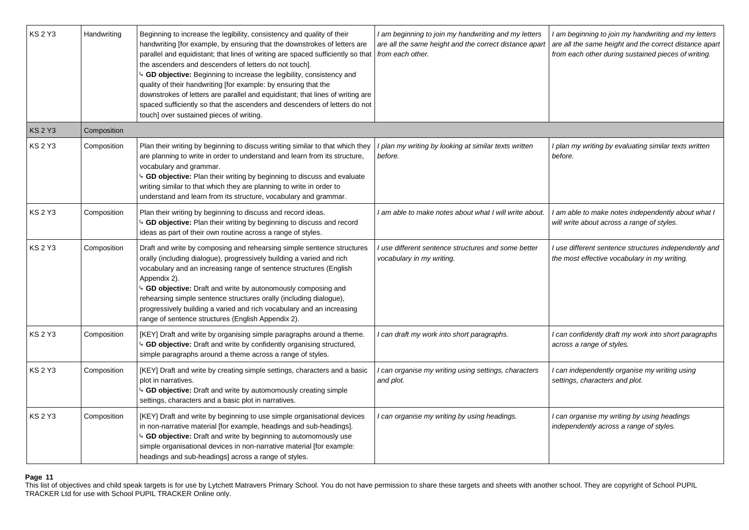| KS 2 Y3 | Handwriting | Beginning to increase the legibility, consistency and quality of their handwriting [for example, by ensuring that the downstrokes of letters are parallel and equidistant; that lines of writing are spaced sufficiently so that the ascenders and descenders of letters do not touch].<br>↳ **GD objective:** Beginning to increase the legibility, consistency and quality of their handwriting [for example: by ensuring that the downstrokes of letters are parallel and equidistant; that lines of writing are spaced sufficiently so that the ascenders and descenders of letters do not touch] over sustained pieces of writing. | *I am beginning to join my handwriting and my letters are all the same height and the correct distance apart from each other.* | *I am beginning to join my handwriting and my letters are all the same height and the correct distance apart from each other during sustained pieces of writing.* |
|---|---|---|---|---|
| KS 2 Y3 | Composition | | | |
| KS 2 Y3 | Composition | Plan their writing by beginning to discuss writing similar to that which they are planning to write in order to understand and learn from its structure, vocabulary and grammar.<br>↳ **GD objective:** Plan their writing by beginning to discuss and evaluate writing similar to that which they are planning to write in order to understand and learn from its structure, vocabulary and grammar. | *I plan my writing by looking at similar texts written before.* | *I plan my writing by evaluating similar texts written before.* |
| KS 2 Y3 | Composition | Plan their writing by beginning to discuss and record ideas.<br>↳ **GD objective:** Plan their writing by beginning to discuss and record ideas as part of their own routine across a range of styles. | *I am able to make notes about what I will write about.* | *I am able to make notes independently about what I will write about across a range of styles.* |
| KS 2 Y3 | Composition | Draft and write by composing and rehearsing simple sentence structures orally (including dialogue), progressively building a varied and rich vocabulary and an increasing range of sentence structures (English Appendix 2).<br>↳ **GD objective:** Draft and write by autonomously composing and rehearsing simple sentence structures orally (including dialogue), progressively building a varied and rich vocabulary and an increasing range of sentence structures (English Appendix 2). | *I use different sentence structures and some better vocabulary in my writing.* | *I use different sentence structures independently and the most effective vocabulary in my writing.* |
| KS 2 Y3 | Composition | [KEY] Draft and write by organising simple paragraphs around a theme.<br>↳ **GD objective:** Draft and write by confidently organising structured, simple paragraphs around a theme across a range of styles. | *I can draft my work into short paragraphs.* | *I can confidently draft my work into short paragraphs across a range of styles.* |
| KS 2 Y3 | Composition | [KEY] Draft and write by creating simple settings, characters and a basic plot in narratives.<br>↳ **GD objective:** Draft and write by automomously creating simple settings, characters and a basic plot in narratives. | *I can organise my writing using settings, characters and plot.* | *I can independently organise my writing using settings, characters and plot.* |
| KS 2 Y3 | Composition | [KEY] Draft and write by beginning to use simple organisational devices in non-narrative material [for example, headings and sub-headings].<br>↳ **GD objective:** Draft and write by beginning to automomously use simple organisational devices in non-narrative material [for example: headings and sub-headings] across a range of styles. | *I can organise my writing by using headings.* | *I can organise my writing by using headings independently across a range of styles.* |

This list of objectives and child speak targets is for use by Lytchett Matravers Primary School. You do not have permission to share these targets and sheets with another school. They are copyright of School PUPIL TRACKER Ltd for use with School PUPIL TRACKER Online only.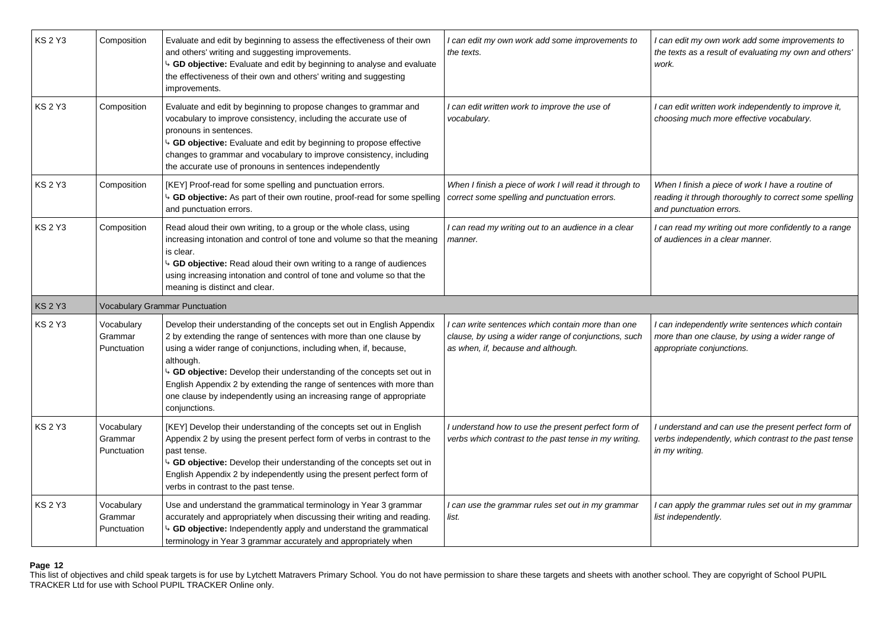| KS 2 Y3 | Composition | Evaluate and edit by beginning to assess the effectiveness of their own and others' writing and suggesting improvements.<br>↳ **GD objective:** Evaluate and edit by beginning to analyse and evaluate the effectiveness of their own and others' writing and suggesting improvements. | *I can edit my own work add some improvements to the texts.* | *I can edit my own work add some improvements to the texts as a result of evaluating my own and others' work.* |
|---|---|---|---|---|
| KS 2 Y3 | Composition | Evaluate and edit by beginning to propose changes to grammar and vocabulary to improve consistency, including the accurate use of pronouns in sentences.<br>↳ **GD objective:** Evaluate and edit by beginning to propose effective changes to grammar and vocabulary to improve consistency, including the accurate use of pronouns in sentences independently | *I can edit written work to improve the use of vocabulary.* | *I can edit written work independently to improve it, choosing much more effective vocabulary.* |
| KS 2 Y3 | Composition | [KEY] Proof-read for some spelling and punctuation errors.<br>↳ **GD objective:** As part of their own routine, proof-read for some spelling and punctuation errors. | *When I finish a piece of work I will read it through to correct some spelling and punctuation errors.* | *When I finish a piece of work I have a routine of reading it through thoroughly to correct some spelling and punctuation errors.* |
| KS 2 Y3 | Composition | Read aloud their own writing, to a group or the whole class, using increasing intonation and control of tone and volume so that the meaning is clear.<br>↳ **GD objective:** Read aloud their own writing to a range of audiences using increasing intonation and control of tone and volume so that the meaning is distinct and clear. | *I can read my writing out to an audience in a clear manner.* | *I can read my writing out more confidently to a range of audiences in a clear manner.* |
| KS 2 Y3 | Vocabulary Grammar Punctuation | | | |
| KS 2 Y3 | Vocabulary Grammar Punctuation | Develop their understanding of the concepts set out in English Appendix 2 by extending the range of sentences with more than one clause by using a wider range of conjunctions, including when, if, because, although.<br>↳ **GD objective:** Develop their understanding of the concepts set out in English Appendix 2 by extending the range of sentences with more than one clause by independently using an increasing range of appropriate conjunctions. | *I can write sentences which contain more than one clause, by using a wider range of conjunctions, such as when, if, because and although.* | *I can independently write sentences which contain more than one clause, by using a wider range of appropriate conjunctions.* |
| KS 2 Y3 | Vocabulary Grammar Punctuation | [KEY] Develop their understanding of the concepts set out in English Appendix 2 by using the present perfect form of verbs in contrast to the past tense.<br>↳ **GD objective:** Develop their understanding of the concepts set out in English Appendix 2 by independently using the present perfect form of verbs in contrast to the past tense. | *I understand how to use the present perfect form of verbs which contrast to the past tense in my writing.* | *I understand and can use the present perfect form of verbs independently, which contrast to the past tense in my writing.* |
| KS 2 Y3 | Vocabulary Grammar Punctuation | Use and understand the grammatical terminology in Year 3 grammar accurately and appropriately when discussing their writing and reading.<br>↳ **GD objective:** Independently apply and understand the grammatical terminology in Year 3 grammar accurately and appropriately when | *I can use the grammar rules set out in my grammar list.* | *I can apply the grammar rules set out in my grammar list independently.* |

This list of objectives and child speak targets is for use by Lytchett Matravers Primary School. You do not have permission to share these targets and sheets with another school. They are copyright of School PUPIL TRACKER Ltd for use with School PUPIL TRACKER Online only.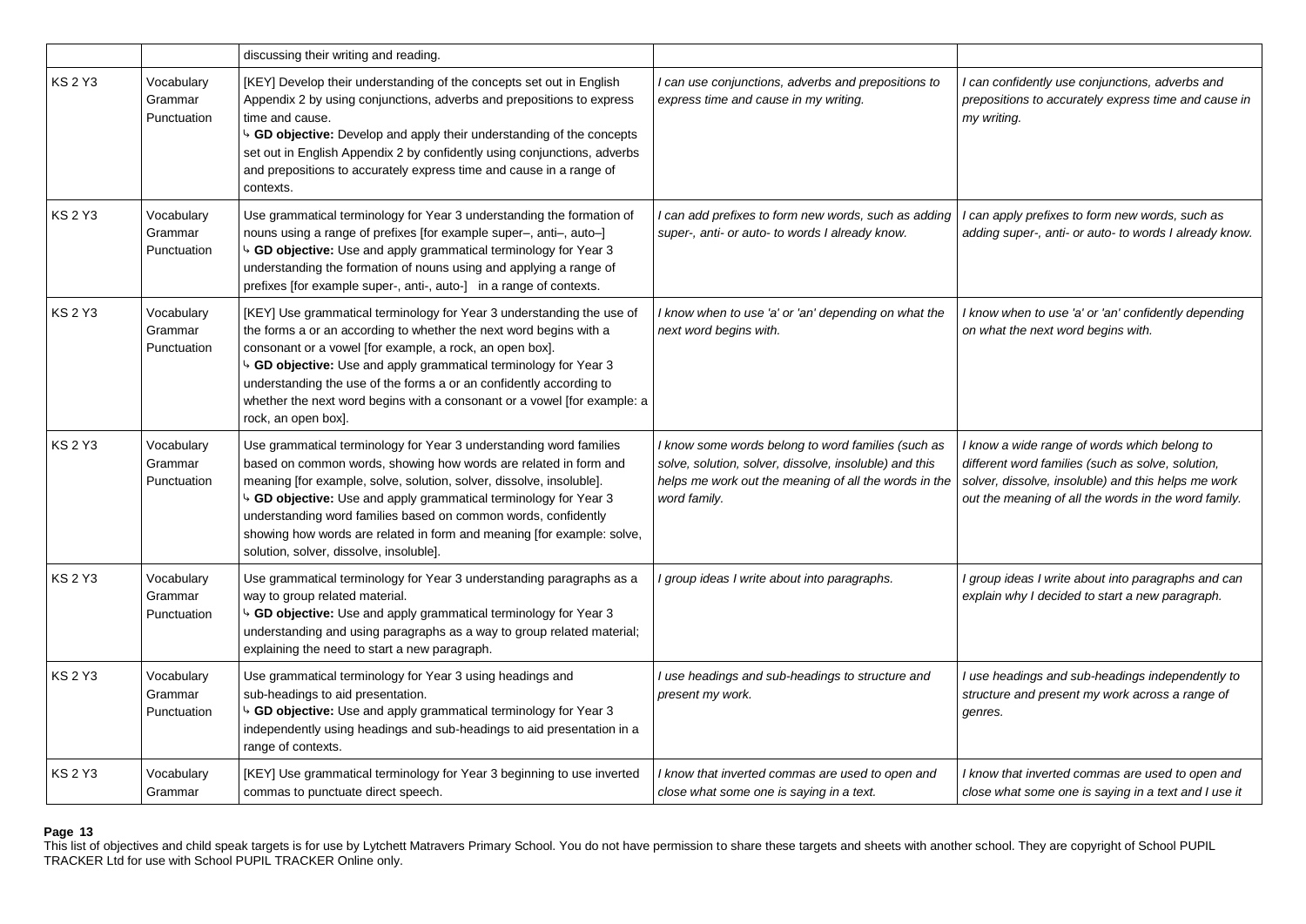| | | | | |
|---|---|---|---|---|
| | | discussing their writing and reading. | | |
| KS 2 Y3 | Vocabulary Grammar Punctuation | [KEY] Develop their understanding of the concepts set out in English Appendix 2 by using conjunctions, adverbs and prepositions to express time and cause.<br>↳ **GD objective:** Develop and apply their understanding of the concepts set out in English Appendix 2 by confidently using conjunctions, adverbs and prepositions to accurately express time and cause in a range of contexts. | *I can use conjunctions, adverbs and prepositions to express time and cause in my writing.* | *I can confidently use conjunctions, adverbs and prepositions to accurately express time and cause in my writing.* |
| KS 2 Y3 | Vocabulary Grammar Punctuation | Use grammatical terminology for Year 3 understanding the formation of nouns using a range of prefixes [for example super–, anti–, auto–]<br>↳ **GD objective:** Use and apply grammatical terminology for Year 3 understanding the formation of nouns using and applying a range of prefixes [for example super-, anti-, auto-] in a range of contexts. | *I can add prefixes to form new words, such as adding super-, anti- or auto- to words I already know.* | *I can apply prefixes to form new words, such as adding super-, anti- or auto- to words I already know.* |
| KS 2 Y3 | Vocabulary Grammar Punctuation | [KEY] Use grammatical terminology for Year 3 understanding the use of the forms a or an according to whether the next word begins with a consonant or a vowel [for example, a rock, an open box].<br>↳ **GD objective:** Use and apply grammatical terminology for Year 3 understanding the use of the forms a or an confidently according to whether the next word begins with a consonant or a vowel [for example: a rock, an open box]. | *I know when to use 'a' or 'an' depending on what the next word begins with.* | *I know when to use 'a' or 'an' confidently depending on what the next word begins with.* |
| KS 2 Y3 | Vocabulary Grammar Punctuation | Use grammatical terminology for Year 3 understanding word families based on common words, showing how words are related in form and meaning [for example, solve, solution, solver, dissolve, insoluble].<br>↳ **GD objective:** Use and apply grammatical terminology for Year 3 understanding word families based on common words, confidently showing how words are related in form and meaning [for example: solve, solution, solver, dissolve, insoluble]. | *I know some words belong to word families (such as solve, solution, solver, dissolve, insoluble) and this helps me work out the meaning of all the words in the word family.* | *I know a wide range of words which belong to different word families (such as solve, solution, solver, dissolve, insoluble) and this helps me work out the meaning of all the words in the word family.* |
| KS 2 Y3 | Vocabulary Grammar Punctuation | Use grammatical terminology for Year 3 understanding paragraphs as a way to group related material.<br>↳ **GD objective:** Use and apply grammatical terminology for Year 3 understanding and using paragraphs as a way to group related material; explaining the need to start a new paragraph. | *I group ideas I write about into paragraphs.* | *I group ideas I write about into paragraphs and can explain why I decided to start a new paragraph.* |
| KS 2 Y3 | Vocabulary Grammar Punctuation | Use grammatical terminology for Year 3 using headings and sub-headings to aid presentation.<br>↳ **GD objective:** Use and apply grammatical terminology for Year 3 independently using headings and sub-headings to aid presentation in a range of contexts. | *I use headings and sub-headings to structure and present my work.* | *I use headings and sub-headings independently to structure and present my work across a range of genres.* |
| KS 2 Y3 | Vocabulary Grammar | [KEY] Use grammatical terminology for Year 3 beginning to use inverted commas to punctuate direct speech. | *I know that inverted commas are used to open and close what some one is saying in a text.* | *I know that inverted commas are used to open and close what some one is saying in a text and I use it* |

This list of objectives and child speak targets is for use by Lytchett Matravers Primary School. You do not have permission to share these targets and sheets with another school. They are copyright of School PUPIL TRACKER Ltd for use with School PUPIL TRACKER Online only.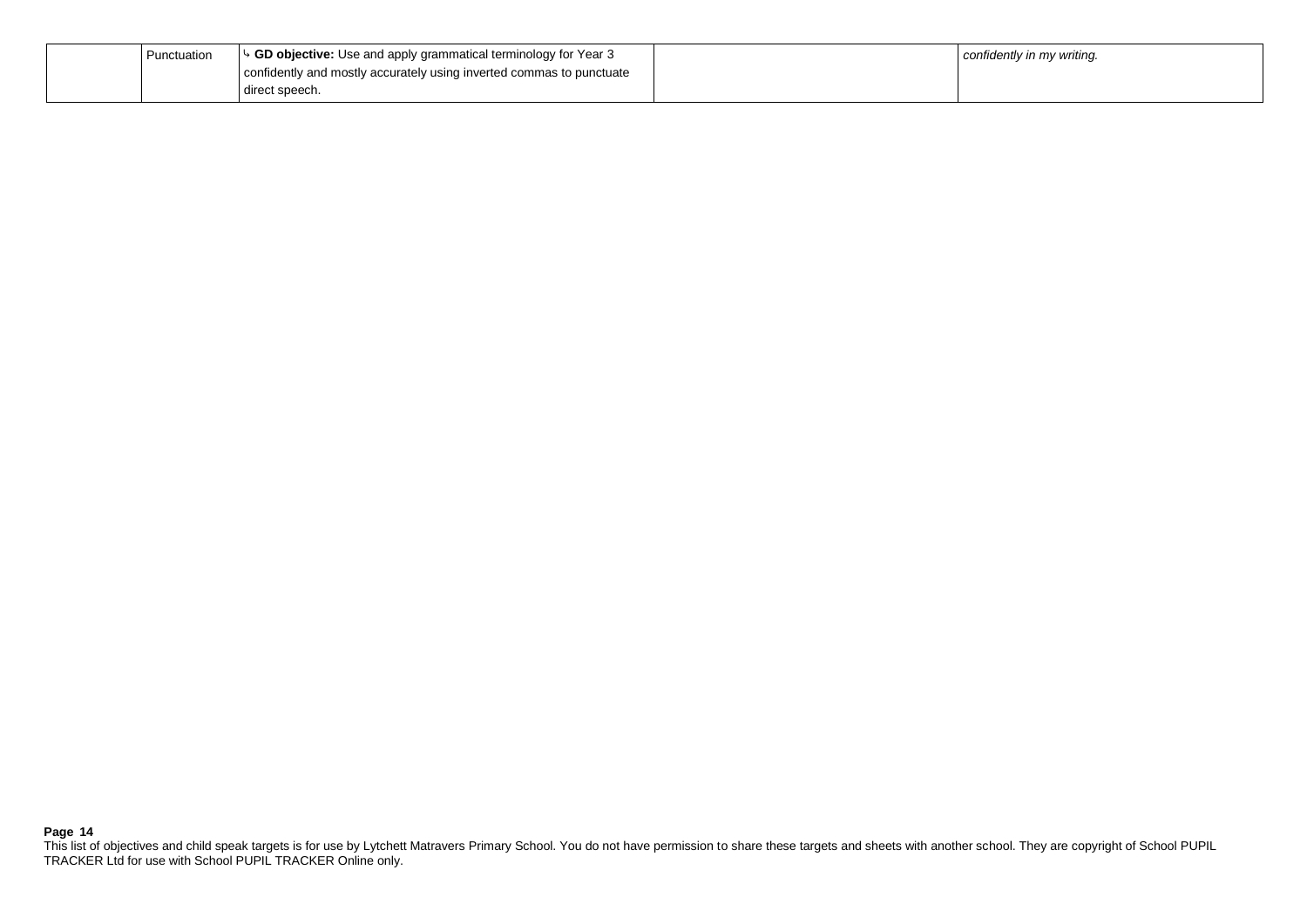|  | Punctuation | ↳ **GD objective:** Use and apply grammatical terminology for Year 3 confidently and mostly accurately using inverted commas to punctuate direct speech. |  | *confidently in my writing.* |
|---|---|---|---|---|

This list of objectives and child speak targets is for use by Lytchett Matravers Primary School. You do not have permission to share these targets and sheets with another school. They are copyright of School PUPIL TRACKER Ltd for use with School PUPIL TRACKER Online only.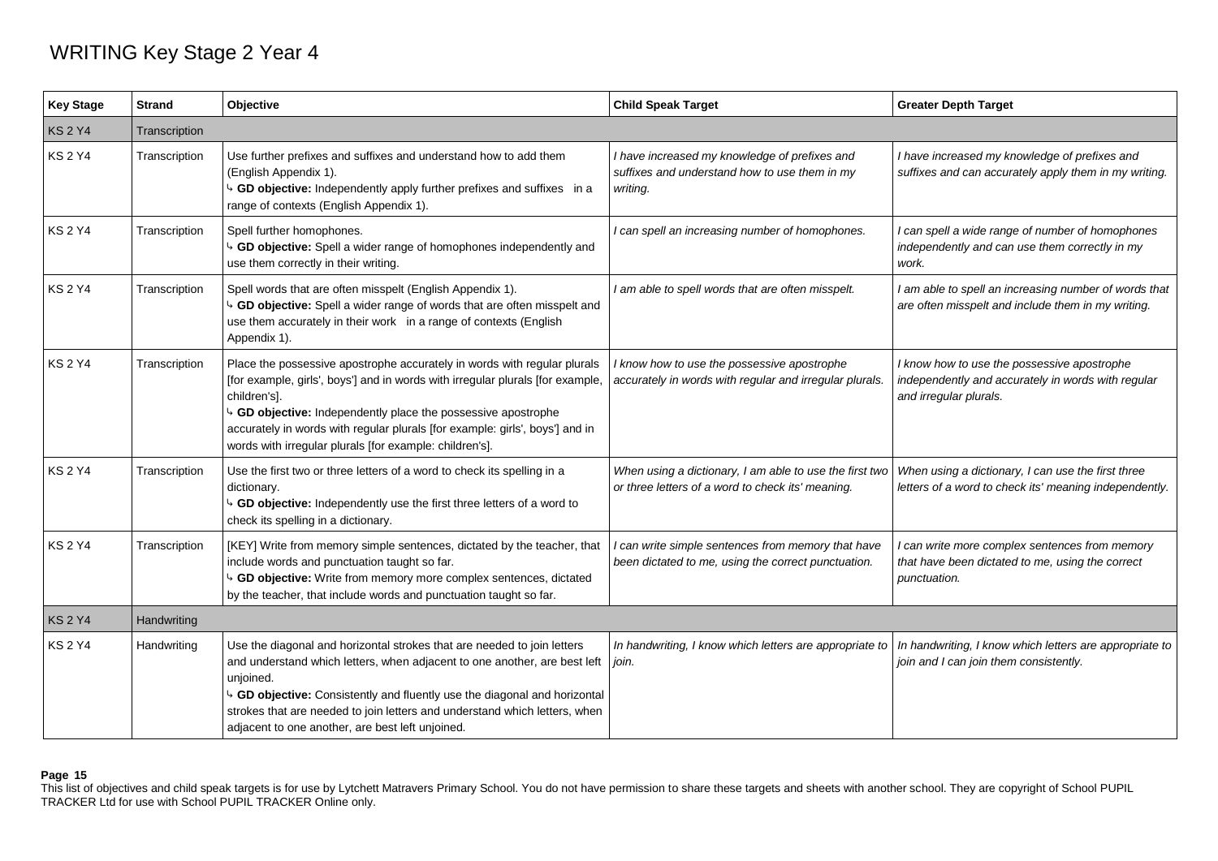# WRITING Key Stage 2 Year 4

| Key Stage | Strand | Objective | Child Speak Target | Greater Depth Target |
|---|---|---|---|---|
| KS 2 Y4 | Transcription | | | |
| KS 2 Y4 | Transcription | Use further prefixes and suffixes and understand how to add them (English Appendix 1).<br>↳ **GD objective:** Independently apply further prefixes and suffixes in a range of contexts (English Appendix 1). | *I have increased my knowledge of prefixes and suffixes and understand how to use them in my writing.* | *I have increased my knowledge of prefixes and suffixes and can accurately apply them in my writing.* |
| KS 2 Y4 | Transcription | Spell further homophones.<br>↳ **GD objective:** Spell a wider range of homophones independently and use them correctly in their writing. | *I can spell an increasing number of homophones.* | *I can spell a wide range of number of homophones independently and can use them correctly in my work.* |
| KS 2 Y4 | Transcription | Spell words that are often misspelt (English Appendix 1).<br>↳ **GD objective:** Spell a wider range of words that are often misspelt and use them accurately in their work in a range of contexts (English Appendix 1). | *I am able to spell words that are often misspelt.* | *I am able to spell an increasing number of words that are often misspelt and include them in my writing.* |
| KS 2 Y4 | Transcription | Place the possessive apostrophe accurately in words with regular plurals [for example, girls', boys'] and in words with irregular plurals [for example, children's].<br>↳ **GD objective:** Independently place the possessive apostrophe accurately in words with regular plurals [for example: girls', boys'] and in words with irregular plurals [for example: children's]. | *I know how to use the possessive apostrophe accurately in words with regular and irregular plurals.* | *I know how to use the possessive apostrophe independently and accurately in words with regular and irregular plurals.* |
| KS 2 Y4 | Transcription | Use the first two or three letters of a word to check its spelling in a dictionary.<br>↳ **GD objective:** Independently use the first three letters of a word to check its spelling in a dictionary. | *When using a dictionary, I am able to use the first two or three letters of a word to check its' meaning.* | *When using a dictionary, I can use the first three letters of a word to check its' meaning independently.* |
| KS 2 Y4 | Transcription | [KEY] Write from memory simple sentences, dictated by the teacher, that include words and punctuation taught so far.<br>↳ **GD objective:** Write from memory more complex sentences, dictated by the teacher, that include words and punctuation taught so far. | *I can write simple sentences from memory that have been dictated to me, using the correct punctuation.* | *I can write more complex sentences from memory that have been dictated to me, using the correct punctuation.* |
| KS 2 Y4 | Handwriting | | | |
| KS 2 Y4 | Handwriting | Use the diagonal and horizontal strokes that are needed to join letters and understand which letters, when adjacent to one another, are best left unjoined.<br>↳ **GD objective:** Consistently and fluently use the diagonal and horizontal strokes that are needed to join letters and understand which letters, when adjacent to one another, are best left unjoined. | *In handwriting, I know which letters are appropriate to join.* | *In handwriting, I know which letters are appropriate to join and I can join them consistently.* |

This list of objectives and child speak targets is for use by Lytchett Matravers Primary School. You do not have permission to share these targets and sheets with another school. They are copyright of School PUPIL TRACKER Ltd for use with School PUPIL TRACKER Online only.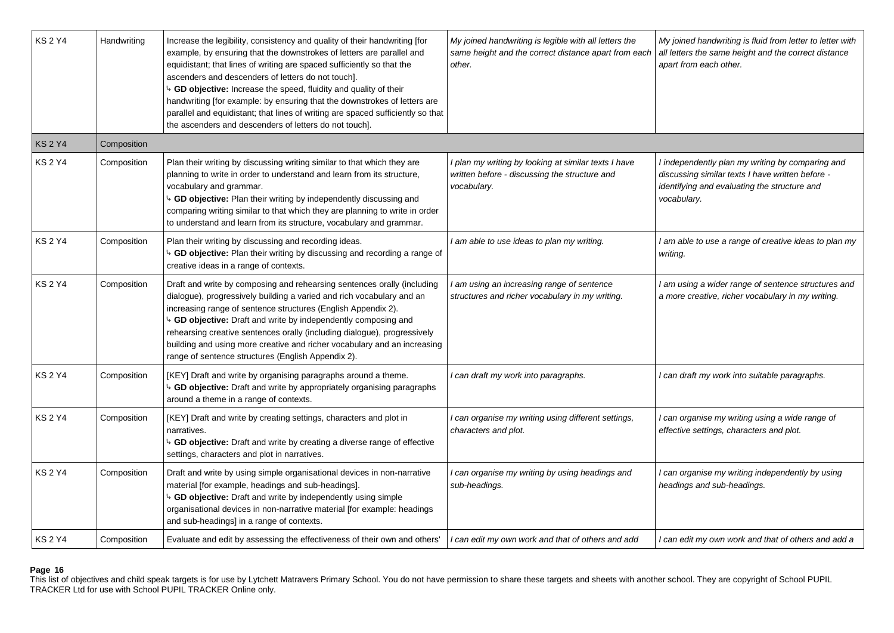| KS 2 Y4 | Handwriting | Increase the legibility, consistency and quality of their handwriting [for example, by ensuring that the downstrokes of letters are parallel and equidistant; that lines of writing are spaced sufficiently so that the ascenders and descenders of letters do not touch].<br>↳ **GD objective:** Increase the speed, fluidity and quality of their handwriting [for example: by ensuring that the downstrokes of letters are parallel and equidistant; that lines of writing are spaced sufficiently so that the ascenders and descenders of letters do not touch]. | *My joined handwriting is legible with all letters the same height and the correct distance apart from each other.* | *My joined handwriting is fluid from letter to letter with all letters the same height and the correct distance apart from each other.* |
|---|---|---|---|---|
| KS 2 Y4 | Composition | | | |
| KS 2 Y4 | Composition | Plan their writing by discussing writing similar to that which they are planning to write in order to understand and learn from its structure, vocabulary and grammar.<br>↳ **GD objective:** Plan their writing by independently discussing and comparing writing similar to that which they are planning to write in order to understand and learn from its structure, vocabulary and grammar. | *I plan my writing by looking at similar texts I have written before - discussing the structure and vocabulary.* | *I independently plan my writing by comparing and discussing similar texts I have written before - identifying and evaluating the structure and vocabulary.* |
| KS 2 Y4 | Composition | Plan their writing by discussing and recording ideas.<br>↳ **GD objective:** Plan their writing by discussing and recording a range of creative ideas in a range of contexts. | *I am able to use ideas to plan my writing.* | *I am able to use a range of creative ideas to plan my writing.* |
| KS 2 Y4 | Composition | Draft and write by composing and rehearsing sentences orally (including dialogue), progressively building a varied and rich vocabulary and an increasing range of sentence structures (English Appendix 2).<br>↳ **GD objective:** Draft and write by independently composing and rehearsing creative sentences orally (including dialogue), progressively building and using more creative and richer vocabulary and an increasing range of sentence structures (English Appendix 2). | *I am using an increasing range of sentence structures and richer vocabulary in my writing.* | *I am using a wider range of sentence structures and a more creative, richer vocabulary in my writing.* |
| KS 2 Y4 | Composition | [KEY] Draft and write by organising paragraphs around a theme.<br>↳ **GD objective:** Draft and write by appropriately organising paragraphs around a theme in a range of contexts. | *I can draft my work into paragraphs.* | *I can draft my work into suitable paragraphs.* |
| KS 2 Y4 | Composition | [KEY] Draft and write by creating settings, characters and plot in narratives.<br>↳ **GD objective:** Draft and write by creating a diverse range of effective settings, characters and plot in narratives. | *I can organise my writing using different settings, characters and plot.* | *I can organise my writing using a wide range of effective settings, characters and plot.* |
| KS 2 Y4 | Composition | Draft and write by using simple organisational devices in non-narrative material [for example, headings and sub-headings].<br>↳ **GD objective:** Draft and write by independently using simple organisational devices in non-narrative material [for example: headings and sub-headings] in a range of contexts. | *I can organise my writing by using headings and sub-headings.* | *I can organise my writing independently by using headings and sub-headings.* |
| KS 2 Y4 | Composition | Evaluate and edit by assessing the effectiveness of their own and others' | *I can edit my own work and that of others and add* | *I can edit my own work and that of others and add a* |

This list of objectives and child speak targets is for use by Lytchett Matravers Primary School. You do not have permission to share these targets and sheets with another school. They are copyright of School PUPIL TRACKER Ltd for use with School PUPIL TRACKER Online only.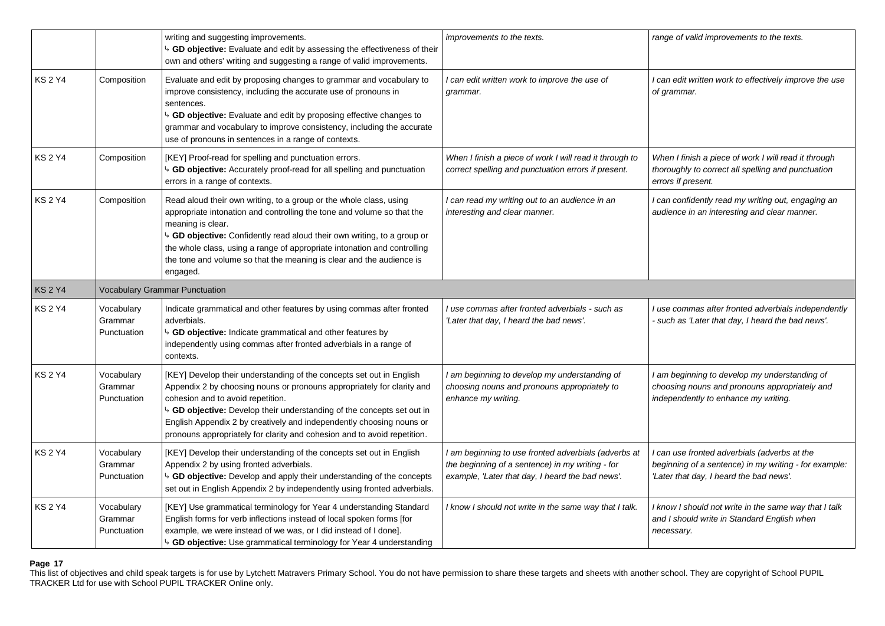|  |  |  |  |  |
|---|---|---|---|---|
|  |  | writing and suggesting improvements.<br>↳ **GD objective:** Evaluate and edit by assessing the effectiveness of their own and others' writing and suggesting a range of valid improvements. | *improvements to the texts.* | *range of valid improvements to the texts.* |
| KS 2 Y4 | Composition | Evaluate and edit by proposing changes to grammar and vocabulary to improve consistency, including the accurate use of pronouns in sentences.<br>↳ **GD objective:** Evaluate and edit by proposing effective changes to grammar and vocabulary to improve consistency, including the accurate use of pronouns in sentences in a range of contexts. | *I can edit written work to improve the use of grammar.* | *I can edit written work to effectively improve the use of grammar.* |
| KS 2 Y4 | Composition | [KEY] Proof-read for spelling and punctuation errors.<br>↳ **GD objective:** Accurately proof-read for all spelling and punctuation errors in a range of contexts. | *When I finish a piece of work I will read it through to correct spelling and punctuation errors if present.* | *When I finish a piece of work I will read it through thoroughly to correct all spelling and punctuation errors if present.* |
| KS 2 Y4 | Composition | Read aloud their own writing, to a group or the whole class, using appropriate intonation and controlling the tone and volume so that the meaning is clear.<br>↳ **GD objective:** Confidently read aloud their own writing, to a group or the whole class, using a range of appropriate intonation and controlling the tone and volume so that the meaning is clear and the audience is engaged. | *I can read my writing out to an audience in an interesting and clear manner.* | *I can confidently read my writing out, engaging an audience in an interesting and clear manner.* |
| KS 2 Y4 | Vocabulary Grammar Punctuation |  |  |  |
| KS 2 Y4 | Vocabulary Grammar Punctuation | Indicate grammatical and other features by using commas after fronted adverbials.<br>↳ **GD objective:** Indicate grammatical and other features by independently using commas after fronted adverbials in a range of contexts. | *I use commas after fronted adverbials - such as 'Later that day, I heard the bad news'.* | *I use commas after fronted adverbials independently - such as 'Later that day, I heard the bad news'.* |
| KS 2 Y4 | Vocabulary Grammar Punctuation | [KEY] Develop their understanding of the concepts set out in English Appendix 2 by choosing nouns or pronouns appropriately for clarity and cohesion and to avoid repetition.<br>↳ **GD objective:** Develop their understanding of the concepts set out in English Appendix 2 by creatively and independently choosing nouns or pronouns appropriately for clarity and cohesion and to avoid repetition. | *I am beginning to develop my understanding of choosing nouns and pronouns appropriately to enhance my writing.* | *I am beginning to develop my understanding of choosing nouns and pronouns appropriately and independently to enhance my writing.* |
| KS 2 Y4 | Vocabulary Grammar Punctuation | [KEY] Develop their understanding of the concepts set out in English Appendix 2 by using fronted adverbials.<br>↳ **GD objective:** Develop and apply their understanding of the concepts set out in English Appendix 2 by independently using fronted adverbials. | *I am beginning to use fronted adverbials (adverbs at the beginning of a sentence) in my writing - for example, 'Later that day, I heard the bad news'.* | *I can use fronted adverbials (adverbs at the beginning of a sentence) in my writing - for example: 'Later that day, I heard the bad news'.* |
| KS 2 Y4 | Vocabulary Grammar Punctuation | [KEY] Use grammatical terminology for Year 4 understanding Standard English forms for verb inflections instead of local spoken forms [for example, we were instead of we was, or I did instead of I done].<br>↳ **GD objective:** Use grammatical terminology for Year 4 understanding | *I know I should not write in the same way that I talk.* | *I know I should not write in the same way that I talk and I should write in Standard English when necessary.* |

This list of objectives and child speak targets is for use by Lytchett Matravers Primary School. You do not have permission to share these targets and sheets with another school. They are copyright of School PUPIL TRACKER Ltd for use with School PUPIL TRACKER Online only.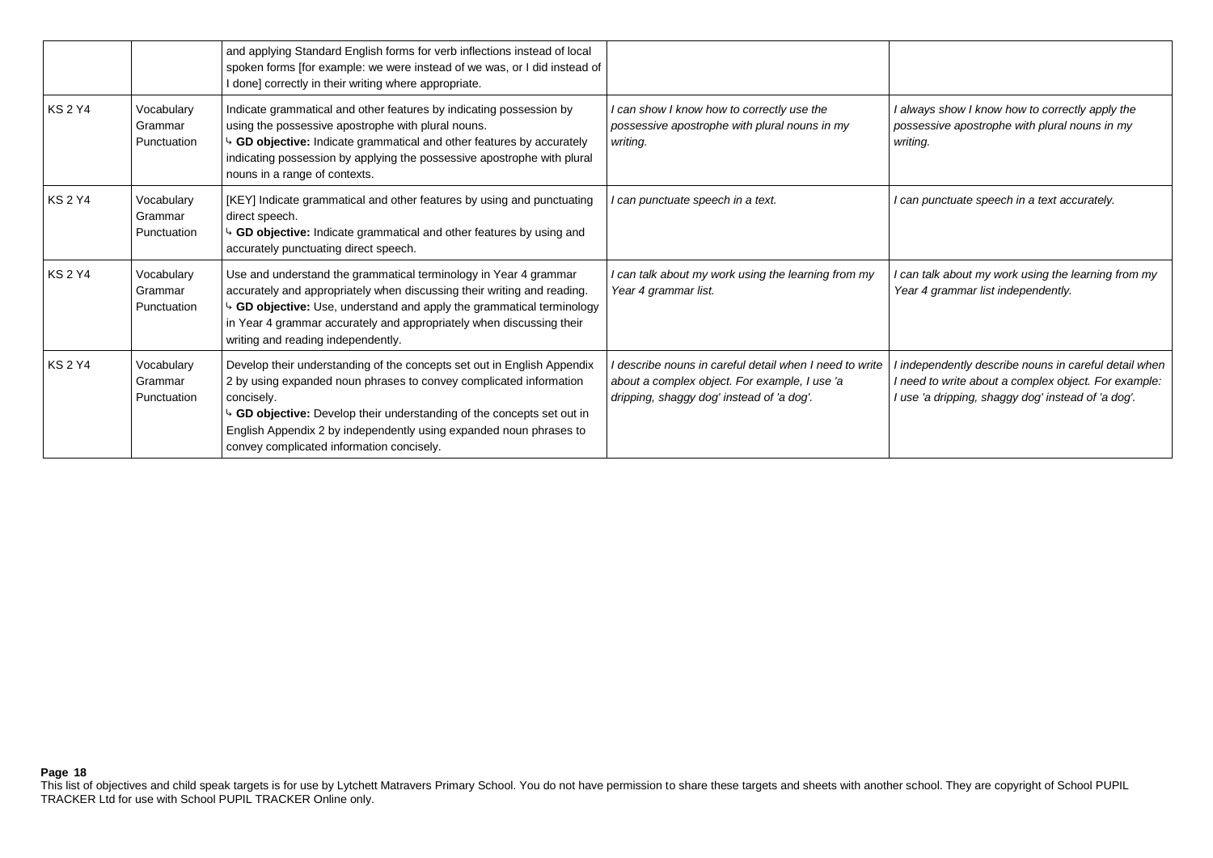| | | | | |
|---|---|---|---|---|
| | | and applying Standard English forms for verb inflections instead of local spoken forms [for example: we were instead of we was, or I did instead of I done] correctly in their writing where appropriate. | | |
| KS 2 Y4 | Vocabulary Grammar Punctuation | Indicate grammatical and other features by indicating possession by using the possessive apostrophe with plural nouns.<br>↳ **GD objective:** Indicate grammatical and other features by accurately indicating possession by applying the possessive apostrophe with plural nouns in a range of contexts. | *I can show I know how to correctly use the possessive apostrophe with plural nouns in my writing.* | *I always show I know how to correctly apply the possessive apostrophe with plural nouns in my writing.* |
| KS 2 Y4 | Vocabulary Grammar Punctuation | [KEY] Indicate grammatical and other features by using and punctuating direct speech.<br>↳ **GD objective:** Indicate grammatical and other features by using and accurately punctuating direct speech. | *I can punctuate speech in a text.* | *I can punctuate speech in a text accurately.* |
| KS 2 Y4 | Vocabulary Grammar Punctuation | Use and understand the grammatical terminology in Year 4 grammar accurately and appropriately when discussing their writing and reading.<br>↳ **GD objective:** Use, understand and apply the grammatical terminology in Year 4 grammar accurately and appropriately when discussing their writing and reading independently. | *I can talk about my work using the learning from my Year 4 grammar list.* | *I can talk about my work using the learning from my Year 4 grammar list independently.* |
| KS 2 Y4 | Vocabulary Grammar Punctuation | Develop their understanding of the concepts set out in English Appendix 2 by using expanded noun phrases to convey complicated information concisely.<br>↳ **GD objective:** Develop their understanding of the concepts set out in English Appendix 2 by independently using expanded noun phrases to convey complicated information concisely. | *I describe nouns in careful detail when I need to write about a complex object. For example, I use 'a dripping, shaggy dog' instead of 'a dog'.* | *I independently describe nouns in careful detail when I need to write about a complex object. For example: I use 'a dripping, shaggy dog' instead of 'a dog'.* |

This list of objectives and child speak targets is for use by Lytchett Matravers Primary School. You do not have permission to share these targets and sheets with another school. They are copyright of School PUPIL TRACKER Ltd for use with School PUPIL TRACKER Online only.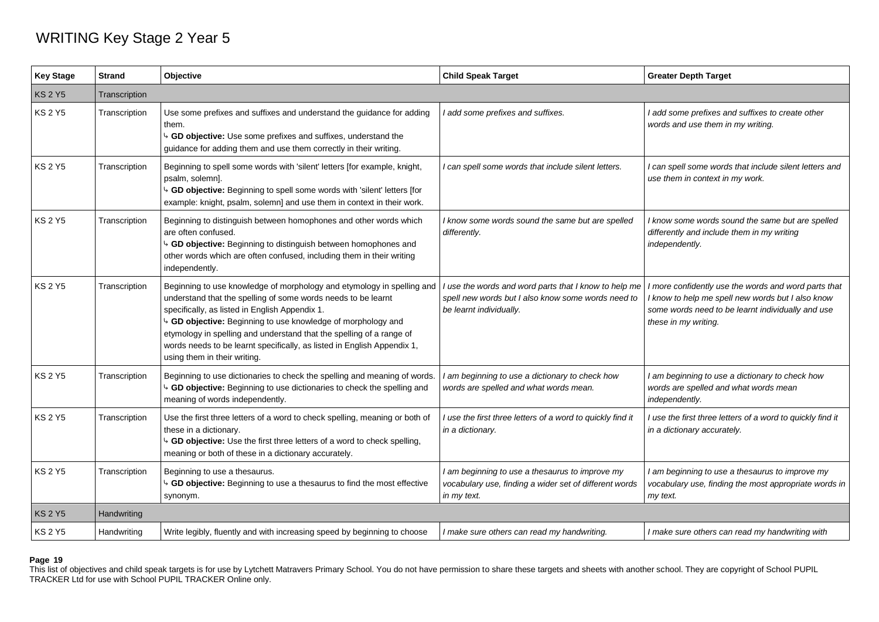# WRITING Key Stage 2 Year 5

| Key Stage | Strand | Objective | Child Speak Target | Greater Depth Target |
|---|---|---|---|---|
| KS 2 Y5 | Transcription | | | |
| KS 2 Y5 | Transcription | Use some prefixes and suffixes and understand the guidance for adding them.<br>↳ **GD objective:** Use some prefixes and suffixes, understand the guidance for adding them and use them correctly in their writing. | *I add some prefixes and suffixes.* | *I add some prefixes and suffixes to create other words and use them in my writing.* |
| KS 2 Y5 | Transcription | Beginning to spell some words with 'silent' letters [for example, knight, psalm, solemn].<br>↳ **GD objective:** Beginning to spell some words with 'silent' letters [for example: knight, psalm, solemn] and use them in context in their work. | *I can spell some words that include silent letters.* | *I can spell some words that include silent letters and use them in context in my work.* |
| KS 2 Y5 | Transcription | Beginning to distinguish between homophones and other words which are often confused.<br>↳ **GD objective:** Beginning to distinguish between homophones and other words which are often confused, including them in their writing independently. | *I know some words sound the same but are spelled differently.* | *I know some words sound the same but are spelled differently and include them in my writing independently.* |
| KS 2 Y5 | Transcription | Beginning to use knowledge of morphology and etymology in spelling and understand that the spelling of some words needs to be learnt specifically, as listed in English Appendix 1.<br>↳ **GD objective:** Beginning to use knowledge of morphology and etymology in spelling and understand that the spelling of a range of words needs to be learnt specifically, as listed in English Appendix 1, using them in their writing. | *I use the words and word parts that I know to help me spell new words but I also know some words need to be learnt individually.* | *I more confidently use the words and word parts that I know to help me spell new words but I also know some words need to be learnt individually and use these in my writing.* |
| KS 2 Y5 | Transcription | Beginning to use dictionaries to check the spelling and meaning of words.<br>↳ **GD objective:** Beginning to use dictionaries to check the spelling and meaning of words independently. | *I am beginning to use a dictionary to check how words are spelled and what words mean.* | *I am beginning to use a dictionary to check how words are spelled and what words mean independently.* |
| KS 2 Y5 | Transcription | Use the first three letters of a word to check spelling, meaning or both of these in a dictionary.<br>↳ **GD objective:** Use the first three letters of a word to check spelling, meaning or both of these in a dictionary accurately. | *I use the first three letters of a word to quickly find it in a dictionary.* | *I use the first three letters of a word to quickly find it in a dictionary accurately.* |
| KS 2 Y5 | Transcription | Beginning to use a thesaurus.<br>↳ **GD objective:** Beginning to use a thesaurus to find the most effective synonym. | *I am beginning to use a thesaurus to improve my vocabulary use, finding a wider set of different words in my text.* | *I am beginning to use a thesaurus to improve my vocabulary use, finding the most appropriate words in my text.* |
| KS 2 Y5 | Handwriting | | | |
| KS 2 Y5 | Handwriting | Write legibly, fluently and with increasing speed by beginning to choose | *I make sure others can read my handwriting.* | *I make sure others can read my handwriting with* |

This list of objectives and child speak targets is for use by Lytchett Matravers Primary School. You do not have permission to share these targets and sheets with another school. They are copyright of School PUPIL TRACKER Ltd for use with School PUPIL TRACKER Online only.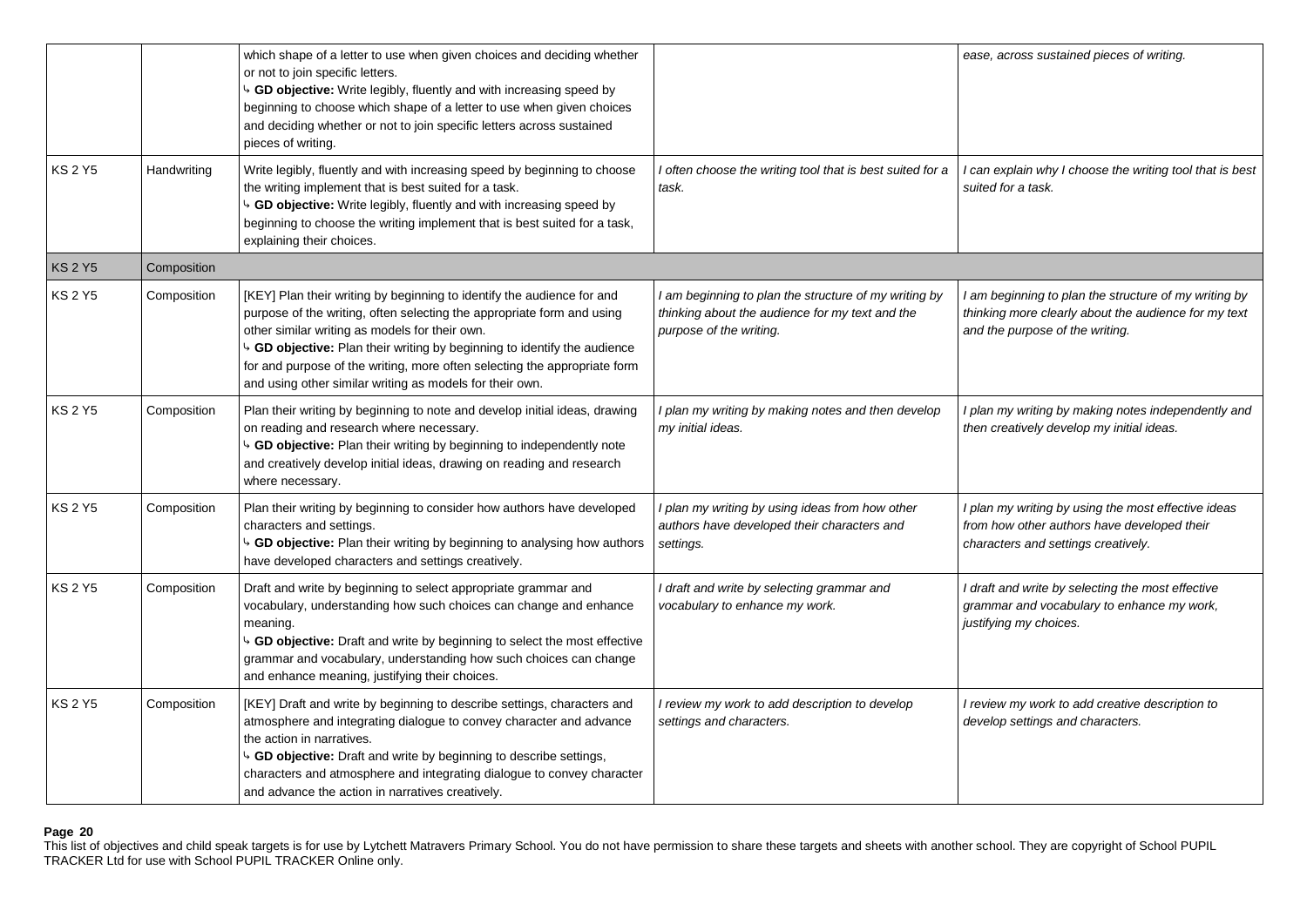| | | | | |
|---|---|---|---|---|
| | | which shape of a letter to use when given choices and deciding whether or not to join specific letters.<br>↳ **GD objective:** Write legibly, fluently and with increasing speed by beginning to choose which shape of a letter to use when given choices and deciding whether or not to join specific letters across sustained pieces of writing. | | *ease, across sustained pieces of writing.* |
| KS 2 Y5 | Handwriting | Write legibly, fluently and with increasing speed by beginning to choose the writing implement that is best suited for a task.<br>↳ **GD objective:** Write legibly, fluently and with increasing speed by beginning to choose the writing implement that is best suited for a task, explaining their choices. | *I often choose the writing tool that is best suited for a task.* | *I can explain why I choose the writing tool that is best suited for a task.* |
| KS 2 Y5 | Composition | | | |
| KS 2 Y5 | Composition | [KEY] Plan their writing by beginning to identify the audience for and purpose of the writing, often selecting the appropriate form and using other similar writing as models for their own.<br>↳ **GD objective:** Plan their writing by beginning to identify the audience for and purpose of the writing, more often selecting the appropriate form and using other similar writing as models for their own. | *I am beginning to plan the structure of my writing by thinking about the audience for my text and the purpose of the writing.* | *I am beginning to plan the structure of my writing by thinking more clearly about the audience for my text and the purpose of the writing.* |
| KS 2 Y5 | Composition | Plan their writing by beginning to note and develop initial ideas, drawing on reading and research where necessary.<br>↳ **GD objective:** Plan their writing by beginning to independently note and creatively develop initial ideas, drawing on reading and research where necessary. | *I plan my writing by making notes and then develop my initial ideas.* | *I plan my writing by making notes independently and then creatively develop my initial ideas.* |
| KS 2 Y5 | Composition | Plan their writing by beginning to consider how authors have developed characters and settings.<br>↳ **GD objective:** Plan their writing by beginning to analysing how authors have developed characters and settings creatively. | *I plan my writing by using ideas from how other authors have developed their characters and settings.* | *I plan my writing by using the most effective ideas from how other authors have developed their characters and settings creatively.* |
| KS 2 Y5 | Composition | Draft and write by beginning to select appropriate grammar and vocabulary, understanding how such choices can change and enhance meaning.<br>↳ **GD objective:** Draft and write by beginning to select the most effective grammar and vocabulary, understanding how such choices can change and enhance meaning, justifying their choices. | *I draft and write by selecting grammar and vocabulary to enhance my work.* | *I draft and write by selecting the most effective grammar and vocabulary to enhance my work, justifying my choices.* |
| KS 2 Y5 | Composition | [KEY] Draft and write by beginning to describe settings, characters and atmosphere and integrating dialogue to convey character and advance the action in narratives.<br>↳ **GD objective:** Draft and write by beginning to describe settings, characters and atmosphere and integrating dialogue to convey character and advance the action in narratives creatively. | *I review my work to add description to develop settings and characters.* | *I review my work to add creative description to develop settings and characters.* |

This list of objectives and child speak targets is for use by Lytchett Matravers Primary School. You do not have permission to share these targets and sheets with another school. They are copyright of School PUPIL TRACKER Ltd for use with School PUPIL TRACKER Online only.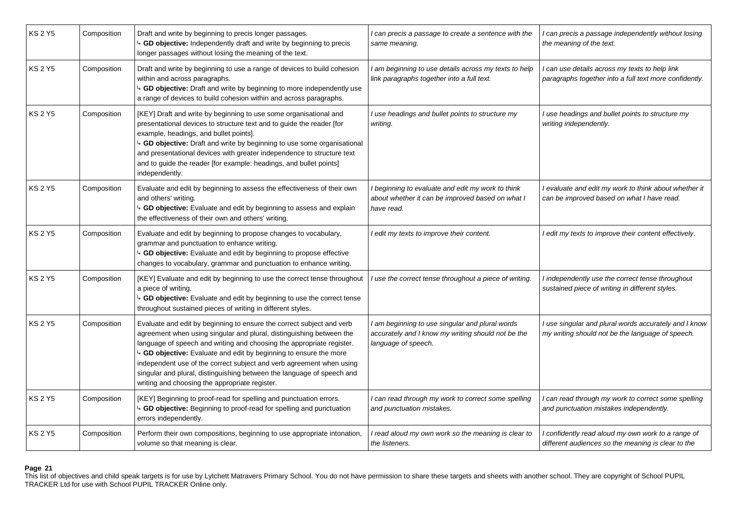| KS 2 Y5 | Composition | Draft and write by beginning to precis longer passages.<br>↳ **GD objective:** Independently draft and write by beginning to precis longer passages without losing the meaning of the text. | *I can precis a passage to create a sentence with the same meaning.* | *I can precis a passage independently without losing the meaning of the text.* |
|---|---|---|---|---|
| KS 2 Y5 | Composition | Draft and write by beginning to use a range of devices to build cohesion within and across paragraphs.<br>↳ **GD objective:** Draft and write by beginning to more independently use a range of devices to build cohesion within and across paragraphs. | *I am beginning to use details across my texts to help link paragraphs together into a full text.* | *I can use details across my texts to help link paragraphs together into a full text more confidently.* |
| KS 2 Y5 | Composition | [KEY] Draft and write by beginning to use some organisational and presentational devices to structure text and to guide the reader [for example, headings, and bullet points].<br>↳ **GD objective:** Draft and write by beginning to use some organisational and presentational devices with greater independence to structure text and to guide the reader [for example: headings, and bullet points] independently. | *I use headings and bullet points to structure my writing.* | *I use headings and bullet points to structure my writing independently.* |
| KS 2 Y5 | Composition | Evaluate and edit by beginning to assess the effectiveness of their own and others' writing.<br>↳ **GD objective:** Evaluate and edit by beginning to assess and explain the effectiveness of their own and others' writing. | *I beginning to evaluate and edit my work to think about whether it can be improved based on what I have read.* | *I evaluate and edit my work to think about whether it can be improved based on what I have read.* |
| KS 2 Y5 | Composition | Evaluate and edit by beginning to propose changes to vocabulary, grammar and punctuation to enhance writing.<br>↳ **GD objective:** Evaluate and edit by beginning to propose effective changes to vocabulary, grammar and punctuation to enhance writing. | *I edit my texts to improve their content.* | *I edit my texts to improve their content effectively.* |
| KS 2 Y5 | Composition | [KEY] Evaluate and edit by beginning to use the correct tense throughout a piece of writing.<br>↳ **GD objective:** Evaluate and edit by beginning to use the correct tense throughout sustained pieces of writing in different styles. | *I use the correct tense throughout a piece of writing.* | *I independently use the correct tense throughout sustained piece of writing in different styles.* |
| KS 2 Y5 | Composition | Evaluate and edit by beginning to ensure the correct subject and verb agreement when using singular and plural, distinguishing between the language of speech and writing and choosing the appropriate register.<br>↳ **GD objective:** Evaluate and edit by beginning to ensure the more independent use of the correct subject and verb agreement when using singular and plural, distinguishing between the language of speech and writing and choosing the appropriate register. | *I am beginning to use singular and plural words accurately and I know my writing should not be the language of speech.* | *I use singular and plural words accurately and I know my writing should not be the language of speech.* |
| KS 2 Y5 | Composition | [KEY] Beginning to proof-read for spelling and punctuation errors.<br>↳ **GD objective:** Beginning to proof-read for spelling and punctuation errors independently. | *I can read through my work to correct some spelling and punctuation mistakes.* | *I can read through my work to correct some spelling and punctuation mistakes independently.* |
| KS 2 Y5 | Composition | Perform their own compositions, beginning to use appropriate intonation, volume so that meaning is clear. | *I read aloud my own work so the meaning is clear to the listeners.* | *I confidently read aloud my own work to a range of different audiences so the meaning is clear to the* |

This list of objectives and child speak targets is for use by Lytchett Matravers Primary School. You do not have permission to share these targets and sheets with another school. They are copyright of School PUPIL TRACKER Ltd for use with School PUPIL TRACKER Online only.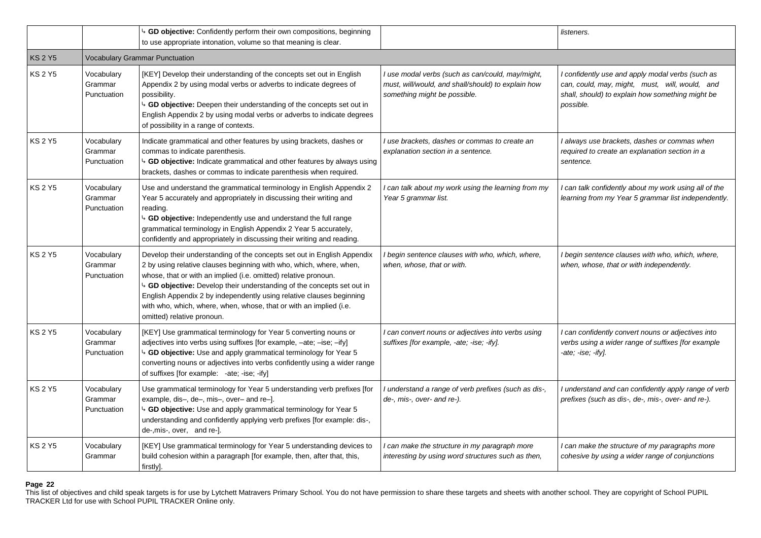| | | | | |
|---|---|---|---|---|
| | | ↳ **GD objective:** Confidently perform their own compositions, beginning to use appropriate intonation, volume so that meaning is clear. | | *listeners.* |
| KS 2 Y5 | Vocabulary Grammar Punctuation | | | |
| KS 2 Y5 | Vocabulary Grammar Punctuation | [KEY] Develop their understanding of the concepts set out in English Appendix 2 by using modal verbs or adverbs to indicate degrees of possibility.<br>↳ **GD objective:** Deepen their understanding of the concepts set out in English Appendix 2 by using modal verbs or adverbs to indicate degrees of possibility in a range of contexts. | *I use modal verbs (such as can/could, may/might, must, will/would, and shall/should) to explain how something might be possible.* | *I confidently use and apply modal verbs (such as can, could, may, might, must, will, would, and shall, should) to explain how something might be possible.* |
| KS 2 Y5 | Vocabulary Grammar Punctuation | Indicate grammatical and other features by using brackets, dashes or commas to indicate parenthesis.<br>↳ **GD objective:** Indicate grammatical and other features by always using brackets, dashes or commas to indicate parenthesis when required. | *I use brackets, dashes or commas to create an explanation section in a sentence.* | *I always use brackets, dashes or commas when required to create an explanation section in a sentence.* |
| KS 2 Y5 | Vocabulary Grammar Punctuation | Use and understand the grammatical terminology in English Appendix 2 Year 5 accurately and appropriately in discussing their writing and reading.<br>↳ **GD objective:** Independently use and understand the full range grammatical terminology in English Appendix 2 Year 5 accurately, confidently and appropriately in discussing their writing and reading. | *I can talk about my work using the learning from my Year 5 grammar list.* | *I can talk confidently about my work using all of the learning from my Year 5 grammar list independently.* |
| KS 2 Y5 | Vocabulary Grammar Punctuation | Develop their understanding of the concepts set out in English Appendix 2 by using relative clauses beginning with who, which, where, when, whose, that or with an implied (i.e. omitted) relative pronoun.<br>↳ **GD objective:** Develop their understanding of the concepts set out in English Appendix 2 by independently using relative clauses beginning with who, which, where, when, whose, that or with an implied (i.e. omitted) relative pronoun. | *I begin sentence clauses with who, which, where, when, whose, that or with.* | *I begin sentence clauses with who, which, where, when, whose, that or with independently.* |
| KS 2 Y5 | Vocabulary Grammar Punctuation | [KEY] Use grammatical terminology for Year 5 converting nouns or adjectives into verbs using suffixes [for example, –ate; –ise; –ify]<br>↳ **GD objective:** Use and apply grammatical terminology for Year 5 converting nouns or adjectives into verbs confidently using a wider range of suffixes [for example: -ate; -ise; -ify] | *I can convert nouns or adjectives into verbs using suffixes [for example, -ate; -ise; -ify].* | *I can confidently convert nouns or adjectives into verbs using a wider range of suffixes [for example -ate; -ise; -ify].* |
| KS 2 Y5 | Vocabulary Grammar Punctuation | Use grammatical terminology for Year 5 understanding verb prefixes [for example, dis–, de–, mis–, over– and re–].<br>↳ **GD objective:** Use and apply grammatical terminology for Year 5 understanding and confidently applying verb prefixes [for example: dis-, de-,mis-, over, and re-]. | *I understand a range of verb prefixes (such as dis-, de-, mis-, over- and re-).* | *I understand and can confidently apply range of verb prefixes (such as dis-, de-, mis-, over- and re-).* |
| KS 2 Y5 | Vocabulary Grammar | [KEY] Use grammatical terminology for Year 5 understanding devices to build cohesion within a paragraph [for example, then, after that, this, firstly]. | *I can make the structure in my paragraph more interesting by using word structures such as then,* | *I can make the structure of my paragraphs more cohesive by using a wider range of conjunctions* |

**Page 22**

This list of objectives and child speak targets is for use by Lytchett Matravers Primary School. You do not have permission to share these targets and sheets with another school. They are copyright of School PUPIL TRACKER Ltd for use with School PUPIL TRACKER Online only.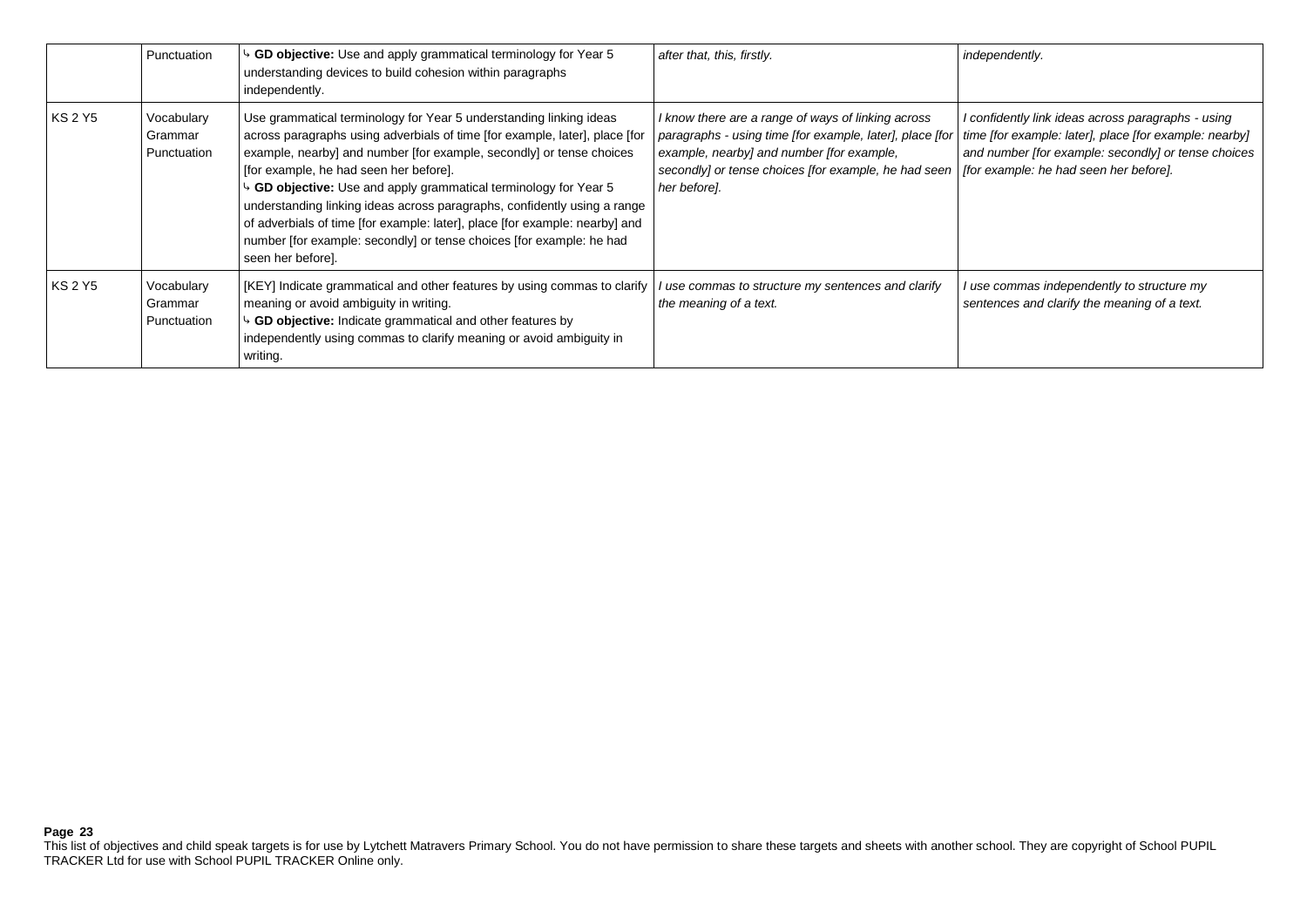|  | Punctuation | ↳ **GD objective:** Use and apply grammatical terminology for Year 5 understanding devices to build cohesion within paragraphs independently. | *after that, this, firstly.* | *independently.* |
|---|---|---|---|---|
| KS 2 Y5 | Vocabulary Grammar Punctuation | Use grammatical terminology for Year 5 understanding linking ideas across paragraphs using adverbials of time [for example, later], place [for example, nearby] and number [for example, secondly] or tense choices [for example, he had seen her before].<br>↳ **GD objective:** Use and apply grammatical terminology for Year 5 understanding linking ideas across paragraphs, confidently using a range of adverbials of time [for example: later], place [for example: nearby] and number [for example: secondly] or tense choices [for example: he had seen her before]. | *I know there are a range of ways of linking across paragraphs - using time [for example, later], place [for example, nearby] and number [for example, secondly] or tense choices [for example, he had seen her before].* | *I confidently link ideas across paragraphs - using time [for example: later], place [for example: nearby] and number [for example: secondly] or tense choices [for example: he had seen her before].* |
| KS 2 Y5 | Vocabulary Grammar Punctuation | [KEY] Indicate grammatical and other features by using commas to clarify meaning or avoid ambiguity in writing.<br>↳ **GD objective:** Indicate grammatical and other features by independently using commas to clarify meaning or avoid ambiguity in writing. | *I use commas to structure my sentences and clarify the meaning of a text.* | *I use commas independently to structure my sentences and clarify the meaning of a text.* |

This list of objectives and child speak targets is for use by Lytchett Matravers Primary School. You do not have permission to share these targets and sheets with another school. They are copyright of School PUPIL TRACKER Ltd for use with School PUPIL TRACKER Online only.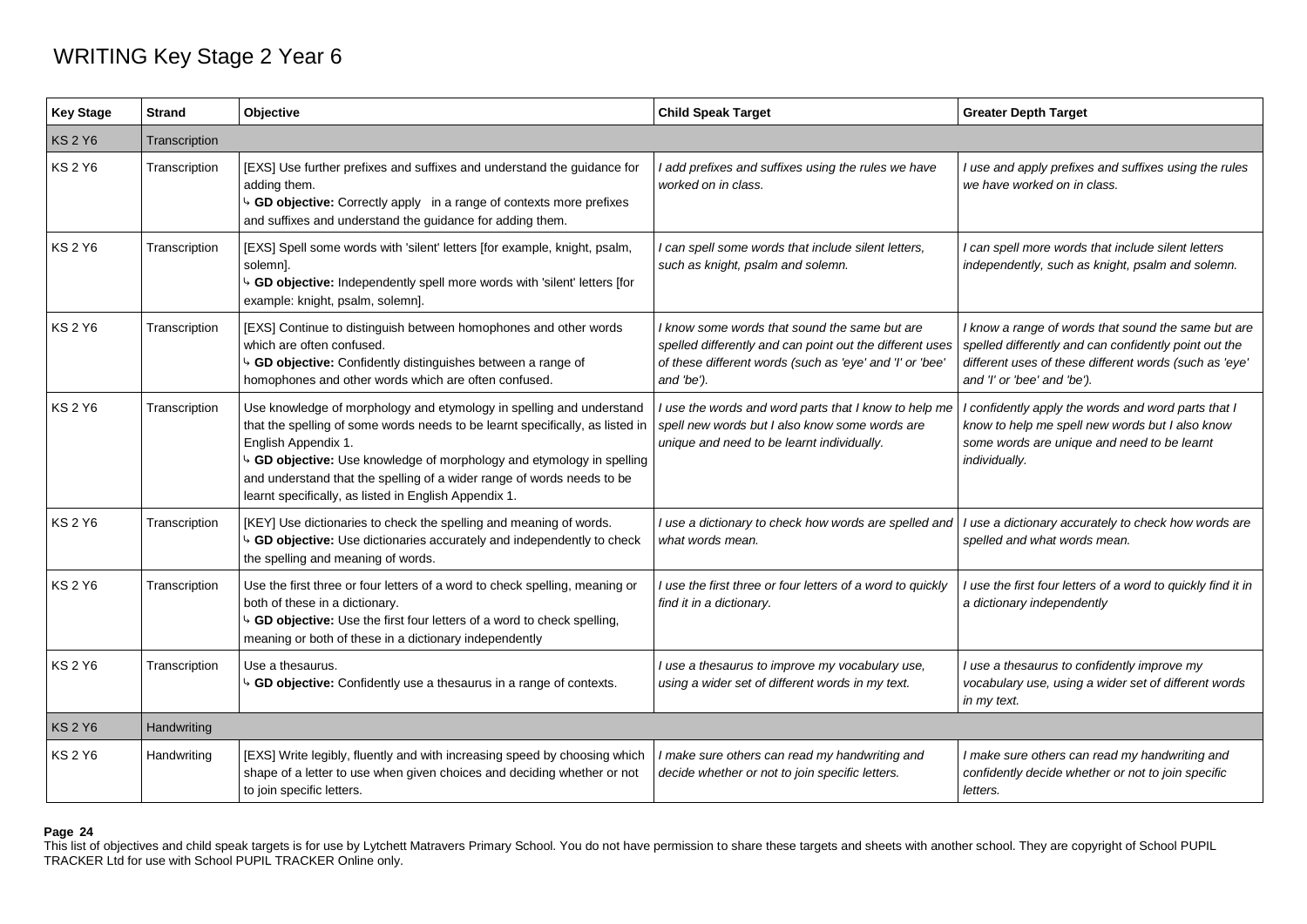# WRITING Key Stage 2 Year 6

| Key Stage | Strand | Objective | Child Speak Target | Greater Depth Target |
|---|---|---|---|---|
| KS 2 Y6 | Transcription | | | |
| KS 2 Y6 | Transcription | [EXS] Use further prefixes and suffixes and understand the guidance for adding them.<br>↳ **GD objective:** Correctly apply in a range of contexts more prefixes and suffixes and understand the guidance for adding them. | *I add prefixes and suffixes using the rules we have worked on in class.* | *I use and apply prefixes and suffixes using the rules we have worked on in class.* |
| KS 2 Y6 | Transcription | [EXS] Spell some words with 'silent' letters [for example, knight, psalm, solemn].<br>↳ **GD objective:** Independently spell more words with 'silent' letters [for example: knight, psalm, solemn]. | *I can spell some words that include silent letters, such as knight, psalm and solemn.* | *I can spell more words that include silent letters independently, such as knight, psalm and solemn.* |
| KS 2 Y6 | Transcription | [EXS] Continue to distinguish between homophones and other words which are often confused.<br>↳ **GD objective:** Confidently distinguishes between a range of homophones and other words which are often confused. | *I know some words that sound the same but are spelled differently and can point out the different uses of these different words (such as 'eye' and 'I' or 'bee' and 'be').* | *I know a range of words that sound the same but are spelled differently and can confidently point out the different uses of these different words (such as 'eye' and 'I' or 'bee' and 'be').* |
| KS 2 Y6 | Transcription | Use knowledge of morphology and etymology in spelling and understand that the spelling of some words needs to be learnt specifically, as listed in English Appendix 1.<br>↳ **GD objective:** Use knowledge of morphology and etymology in spelling and understand that the spelling of a wider range of words needs to be learnt specifically, as listed in English Appendix 1. | *I use the words and word parts that I know to help me spell new words but I also know some words are unique and need to be learnt individually.* | *I confidently apply the words and word parts that I know to help me spell new words but I also know some words are unique and need to be learnt individually.* |
| KS 2 Y6 | Transcription | [KEY] Use dictionaries to check the spelling and meaning of words.<br>↳ **GD objective:** Use dictionaries accurately and independently to check the spelling and meaning of words. | *I use a dictionary to check how words are spelled and what words mean.* | *I use a dictionary accurately to check how words are spelled and what words mean.* |
| KS 2 Y6 | Transcription | Use the first three or four letters of a word to check spelling, meaning or both of these in a dictionary.<br>↳ **GD objective:** Use the first four letters of a word to check spelling, meaning or both of these in a dictionary independently | *I use the first three or four letters of a word to quickly find it in a dictionary.* | *I use the first four letters of a word to quickly find it in a dictionary independently* |
| KS 2 Y6 | Transcription | Use a thesaurus.<br>↳ **GD objective:** Confidently use a thesaurus in a range of contexts. | *I use a thesaurus to improve my vocabulary use, using a wider set of different words in my text.* | *I use a thesaurus to confidently improve my vocabulary use, using a wider set of different words in my text.* |
| KS 2 Y6 | Handwriting | | | |
| KS 2 Y6 | Handwriting | [EXS] Write legibly, fluently and with increasing speed by choosing which shape of a letter to use when given choices and deciding whether or not to join specific letters. | *I make sure others can read my handwriting and decide whether or not to join specific letters.* | *I make sure others can read my handwriting and confidently decide whether or not to join specific letters.* |

This list of objectives and child speak targets is for use by Lytchett Matravers Primary School. You do not have permission to share these targets and sheets with another school. They are copyright of School PUPIL TRACKER Ltd for use with School PUPIL TRACKER Online only.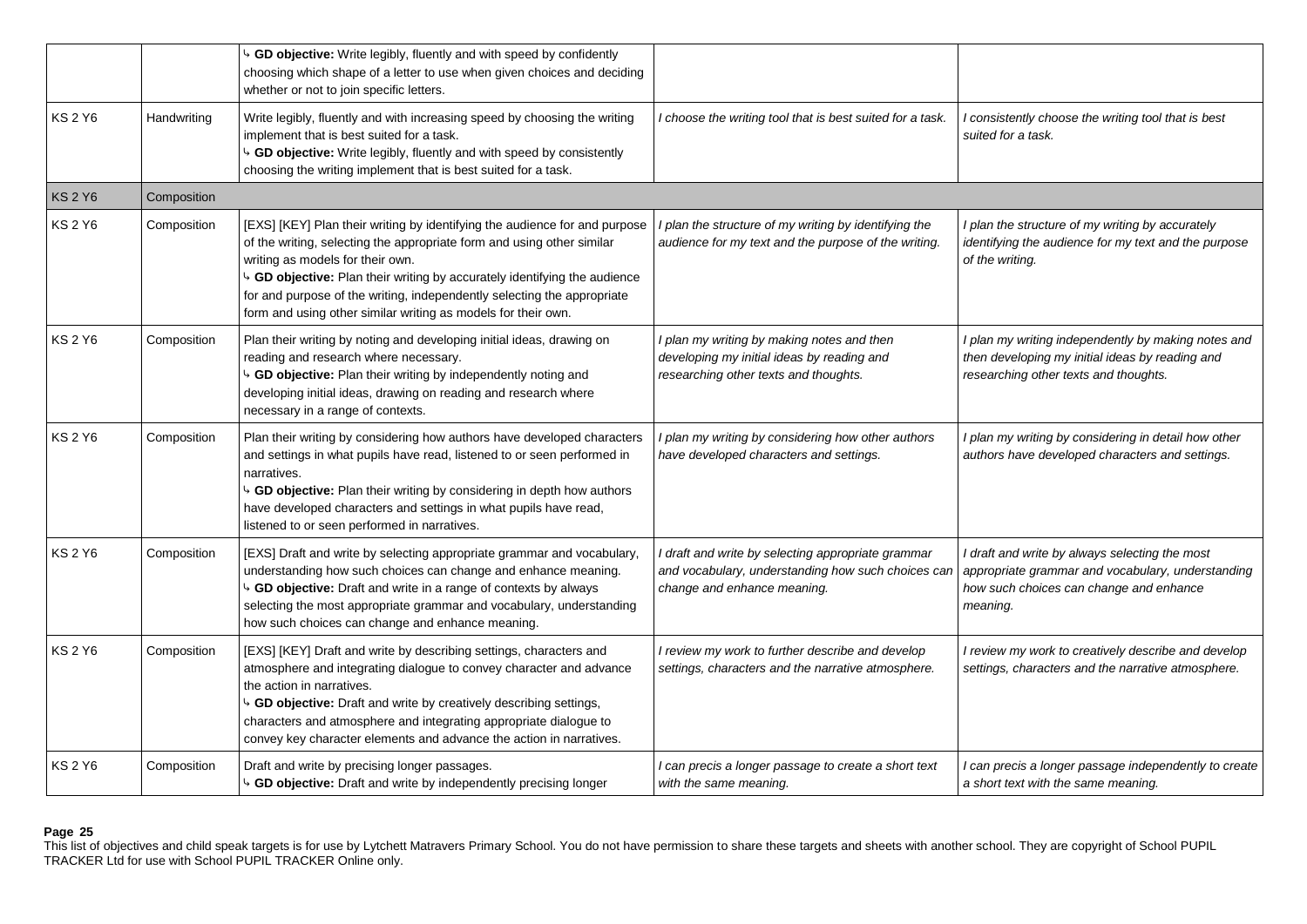| | | | | |
|---|---|---|---|---|
| | | ↳ **GD objective:** Write legibly, fluently and with speed by confidently choosing which shape of a letter to use when given choices and deciding whether or not to join specific letters. | | |
| KS 2 Y6 | Handwriting | Write legibly, fluently and with increasing speed by choosing the writing implement that is best suited for a task.<br>↳ **GD objective:** Write legibly, fluently and with speed by consistently choosing the writing implement that is best suited for a task. | *I choose the writing tool that is best suited for a task.* | *I consistently choose the writing tool that is best suited for a task.* |
| KS 2 Y6 | Composition | | | |
| KS 2 Y6 | Composition | [EXS] [KEY] Plan their writing by identifying the audience for and purpose of the writing, selecting the appropriate form and using other similar writing as models for their own.<br>↳ **GD objective:** Plan their writing by accurately identifying the audience for and purpose of the writing, independently selecting the appropriate form and using other similar writing as models for their own. | *I plan the structure of my writing by identifying the audience for my text and the purpose of the writing.* | *I plan the structure of my writing by accurately identifying the audience for my text and the purpose of the writing.* |
| KS 2 Y6 | Composition | Plan their writing by noting and developing initial ideas, drawing on reading and research where necessary.<br>↳ **GD objective:** Plan their writing by independently noting and developing initial ideas, drawing on reading and research where necessary in a range of contexts. | *I plan my writing by making notes and then developing my initial ideas by reading and researching other texts and thoughts.* | *I plan my writing independently by making notes and then developing my initial ideas by reading and researching other texts and thoughts.* |
| KS 2 Y6 | Composition | Plan their writing by considering how authors have developed characters and settings in what pupils have read, listened to or seen performed in narratives.<br>↳ **GD objective:** Plan their writing by considering in depth how authors have developed characters and settings in what pupils have read, listened to or seen performed in narratives. | *I plan my writing by considering how other authors have developed characters and settings.* | *I plan my writing by considering in detail how other authors have developed characters and settings.* |
| KS 2 Y6 | Composition | [EXS] Draft and write by selecting appropriate grammar and vocabulary, understanding how such choices can change and enhance meaning.<br>↳ **GD objective:** Draft and write in a range of contexts by always selecting the most appropriate grammar and vocabulary, understanding how such choices can change and enhance meaning. | *I draft and write by selecting appropriate grammar and vocabulary, understanding how such choices can change and enhance meaning.* | *I draft and write by always selecting the most appropriate grammar and vocabulary, understanding how such choices can change and enhance meaning.* |
| KS 2 Y6 | Composition | [EXS] [KEY] Draft and write by describing settings, characters and atmosphere and integrating dialogue to convey character and advance the action in narratives.<br>↳ **GD objective:** Draft and write by creatively describing settings, characters and atmosphere and integrating appropriate dialogue to convey key character elements and advance the action in narratives. | *I review my work to further describe and develop settings, characters and the narrative atmosphere.* | *I review my work to creatively describe and develop settings, characters and the narrative atmosphere.* |
| KS 2 Y6 | Composition | Draft and write by precising longer passages.<br>↳ **GD objective:** Draft and write by independently precising longer | *I can precis a longer passage to create a short text with the same meaning.* | *I can precis a longer passage independently to create a short text with the same meaning.* |

This list of objectives and child speak targets is for use by Lytchett Matravers Primary School. You do not have permission to share these targets and sheets with another school. They are copyright of School PUPIL TRACKER Ltd for use with School PUPIL TRACKER Online only.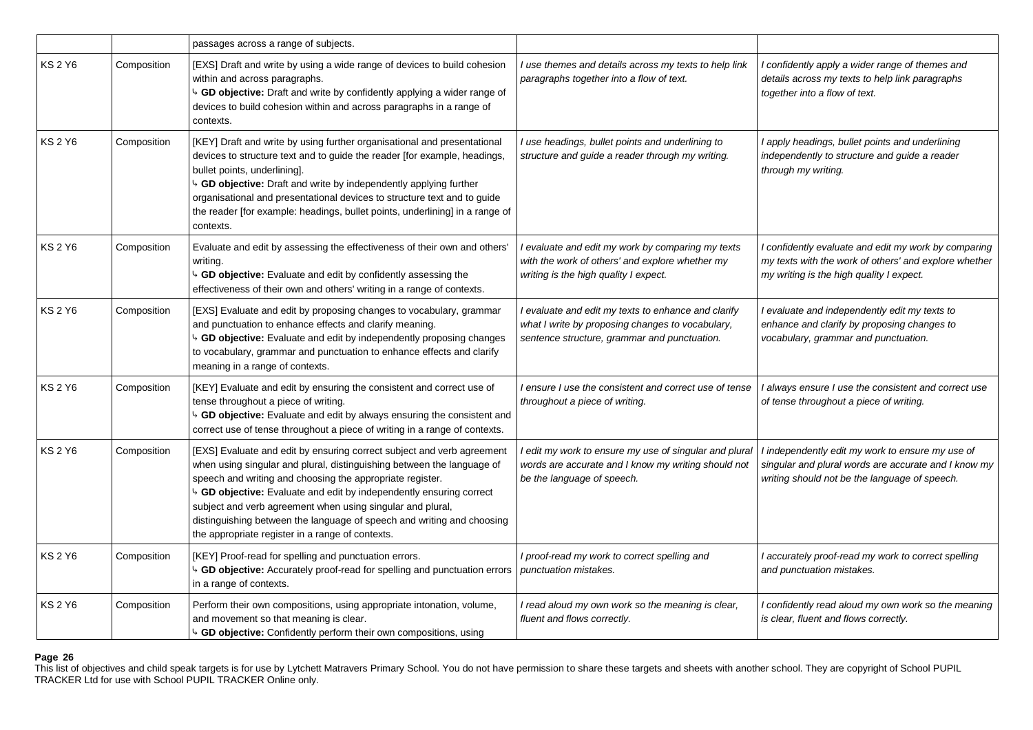|  |  | passages across a range of subjects. |  |  |
|---|---|---|---|---|
| KS 2 Y6 | Composition | [EXS] Draft and write by using a wide range of devices to build cohesion within and across paragraphs.<br>↳ **GD objective:** Draft and write by confidently applying a wider range of devices to build cohesion within and across paragraphs in a range of contexts. | *I use themes and details across my texts to help link paragraphs together into a flow of text.* | *I confidently apply a wider range of themes and details across my texts to help link paragraphs together into a flow of text.* |
| KS 2 Y6 | Composition | [KEY] Draft and write by using further organisational and presentational devices to structure text and to guide the reader [for example, headings, bullet points, underlining].<br>↳ **GD objective:** Draft and write by independently applying further organisational and presentational devices to structure text and to guide the reader [for example: headings, bullet points, underlining] in a range of contexts. | *I use headings, bullet points and underlining to structure and guide a reader through my writing.* | *I apply headings, bullet points and underlining independently to structure and guide a reader through my writing.* |
| KS 2 Y6 | Composition | Evaluate and edit by assessing the effectiveness of their own and others' writing.<br>↳ **GD objective:** Evaluate and edit by confidently assessing the effectiveness of their own and others' writing in a range of contexts. | *I evaluate and edit my work by comparing my texts with the work of others' and explore whether my writing is the high quality I expect.* | *I confidently evaluate and edit my work by comparing my texts with the work of others' and explore whether my writing is the high quality I expect.* |
| KS 2 Y6 | Composition | [EXS] Evaluate and edit by proposing changes to vocabulary, grammar and punctuation to enhance effects and clarify meaning.<br>↳ **GD objective:** Evaluate and edit by independently proposing changes to vocabulary, grammar and punctuation to enhance effects and clarify meaning in a range of contexts. | *I evaluate and edit my texts to enhance and clarify what I write by proposing changes to vocabulary, sentence structure, grammar and punctuation.* | *I evaluate and independently edit my texts to enhance and clarify by proposing changes to vocabulary, grammar and punctuation.* |
| KS 2 Y6 | Composition | [KEY] Evaluate and edit by ensuring the consistent and correct use of tense throughout a piece of writing.<br>↳ **GD objective:** Evaluate and edit by always ensuring the consistent and correct use of tense throughout a piece of writing in a range of contexts. | *I ensure I use the consistent and correct use of tense throughout a piece of writing.* | *I always ensure I use the consistent and correct use of tense throughout a piece of writing.* |
| KS 2 Y6 | Composition | [EXS] Evaluate and edit by ensuring correct subject and verb agreement when using singular and plural, distinguishing between the language of speech and writing and choosing the appropriate register.<br>↳ **GD objective:** Evaluate and edit by independently ensuring correct subject and verb agreement when using singular and plural, distinguishing between the language of speech and writing and choosing the appropriate register in a range of contexts. | *I edit my work to ensure my use of singular and plural words are accurate and I know my writing should not be the language of speech.* | *I independently edit my work to ensure my use of singular and plural words are accurate and I know my writing should not be the language of speech.* |
| KS 2 Y6 | Composition | [KEY] Proof-read for spelling and punctuation errors.<br>↳ **GD objective:** Accurately proof-read for spelling and punctuation errors in a range of contexts. | *I proof-read my work to correct spelling and punctuation mistakes.* | *I accurately proof-read my work to correct spelling and punctuation mistakes.* |
| KS 2 Y6 | Composition | Perform their own compositions, using appropriate intonation, volume, and movement so that meaning is clear.<br>↳ **GD objective:** Confidently perform their own compositions, using | *I read aloud my own work so the meaning is clear, fluent and flows correctly.* | *I confidently read aloud my own work so the meaning is clear, fluent and flows correctly.* |

This list of objectives and child speak targets is for use by Lytchett Matravers Primary School. You do not have permission to share these targets and sheets with another school. They are copyright of School PUPIL TRACKER Ltd for use with School PUPIL TRACKER Online only.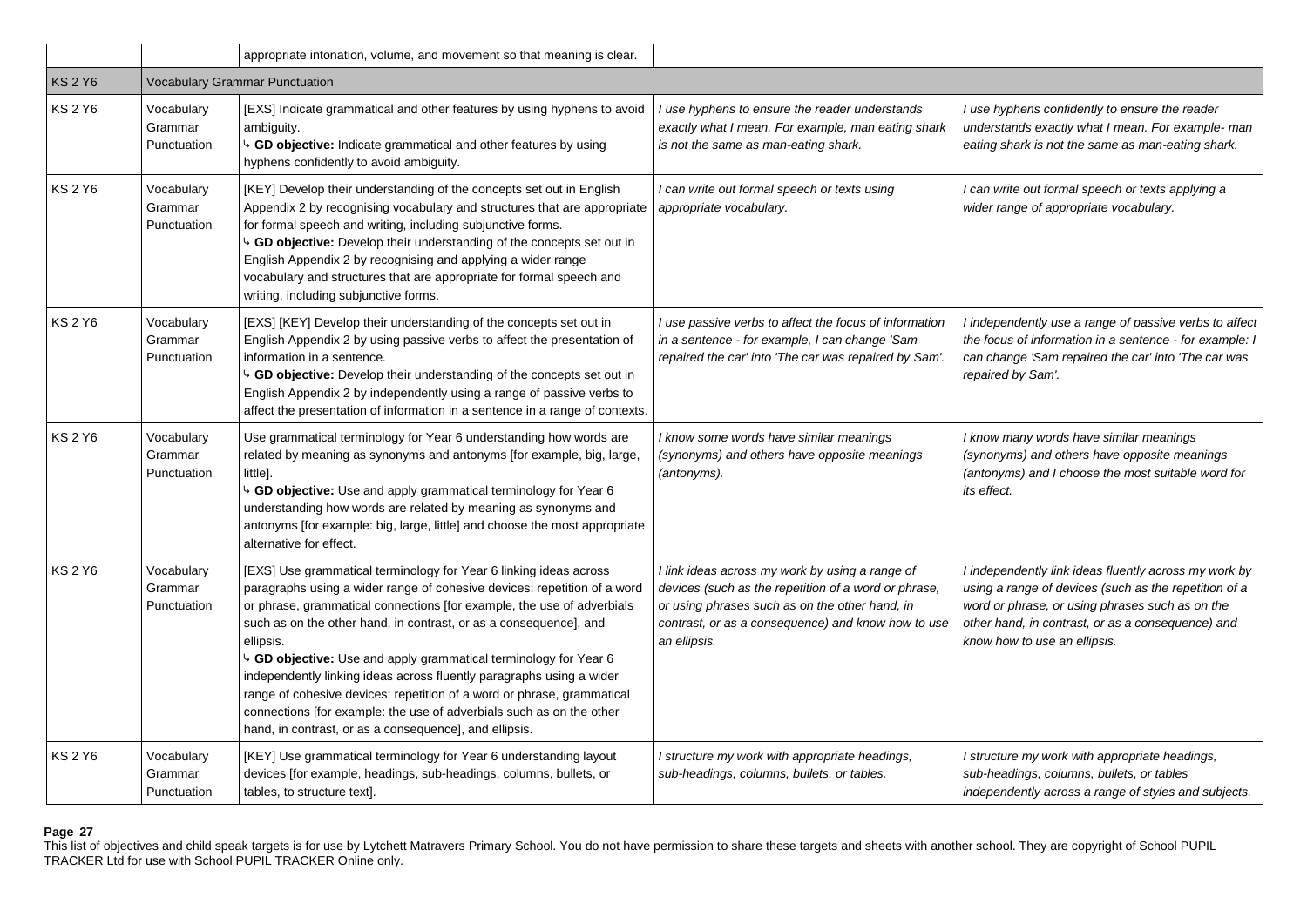| | | appropriate intonation, volume, and movement so that meaning is clear. | | |
|---|---|---|---|---|
| KS 2 Y6 | Vocabulary Grammar Punctuation | | | |
| KS 2 Y6 | Vocabulary Grammar Punctuation | [EXS] Indicate grammatical and other features by using hyphens to avoid ambiguity.<br>↳ **GD objective:** Indicate grammatical and other features by using hyphens confidently to avoid ambiguity. | *I use hyphens to ensure the reader understands exactly what I mean. For example, man eating shark is not the same as man-eating shark.* | *I use hyphens confidently to ensure the reader understands exactly what I mean. For example- man eating shark is not the same as man-eating shark.* |
| KS 2 Y6 | Vocabulary Grammar Punctuation | [KEY] Develop their understanding of the concepts set out in English Appendix 2 by recognising vocabulary and structures that are appropriate for formal speech and writing, including subjunctive forms.<br>↳ **GD objective:** Develop their understanding of the concepts set out in English Appendix 2 by recognising and applying a wider range vocabulary and structures that are appropriate for formal speech and writing, including subjunctive forms. | *I can write out formal speech or texts using appropriate vocabulary.* | *I can write out formal speech or texts applying a wider range of appropriate vocabulary.* |
| KS 2 Y6 | Vocabulary Grammar Punctuation | [EXS] [KEY] Develop their understanding of the concepts set out in English Appendix 2 by using passive verbs to affect the presentation of information in a sentence.<br>↳ **GD objective:** Develop their understanding of the concepts set out in English Appendix 2 by independently using a range of passive verbs to affect the presentation of information in a sentence in a range of contexts. | *I use passive verbs to affect the focus of information in a sentence - for example, I can change 'Sam repaired the car' into 'The car was repaired by Sam'.* | *I independently use a range of passive verbs to affect the focus of information in a sentence - for example: I can change 'Sam repaired the car' into 'The car was repaired by Sam'.* |
| KS 2 Y6 | Vocabulary Grammar Punctuation | Use grammatical terminology for Year 6 understanding how words are related by meaning as synonyms and antonyms [for example, big, large, little].<br>↳ **GD objective:** Use and apply grammatical terminology for Year 6 understanding how words are related by meaning as synonyms and antonyms [for example: big, large, little] and choose the most appropriate alternative for effect. | *I know some words have similar meanings (synonyms) and others have opposite meanings (antonyms).* | *I know many words have similar meanings (synonyms) and others have opposite meanings (antonyms) and I choose the most suitable word for its effect.* |
| KS 2 Y6 | Vocabulary Grammar Punctuation | [EXS] Use grammatical terminology for Year 6 linking ideas across paragraphs using a wider range of cohesive devices: repetition of a word or phrase, grammatical connections [for example, the use of adverbials such as on the other hand, in contrast, or as a consequence], and ellipsis.<br>↳ **GD objective:** Use and apply grammatical terminology for Year 6 independently linking ideas across fluently paragraphs using a wider range of cohesive devices: repetition of a word or phrase, grammatical connections [for example: the use of adverbials such as on the other hand, in contrast, or as a consequence], and ellipsis. | *I link ideas across my work by using a range of devices (such as the repetition of a word or phrase, or using phrases such as on the other hand, in contrast, or as a consequence) and know how to use an ellipsis.* | *I independently link ideas fluently across my work by using a range of devices (such as the repetition of a word or phrase, or using phrases such as on the other hand, in contrast, or as a consequence) and know how to use an ellipsis.* |
| KS 2 Y6 | Vocabulary Grammar Punctuation | [KEY] Use grammatical terminology for Year 6 understanding layout devices [for example, headings, sub-headings, columns, bullets, or tables, to structure text]. | *I structure my work with appropriate headings, sub-headings, columns, bullets, or tables.* | *I structure my work with appropriate headings, sub-headings, columns, bullets, or tables independently across a range of styles and subjects.* |

This list of objectives and child speak targets is for use by Lytchett Matravers Primary School. You do not have permission to share these targets and sheets with another school. They are copyright of School PUPIL TRACKER Ltd for use with School PUPIL TRACKER Online only.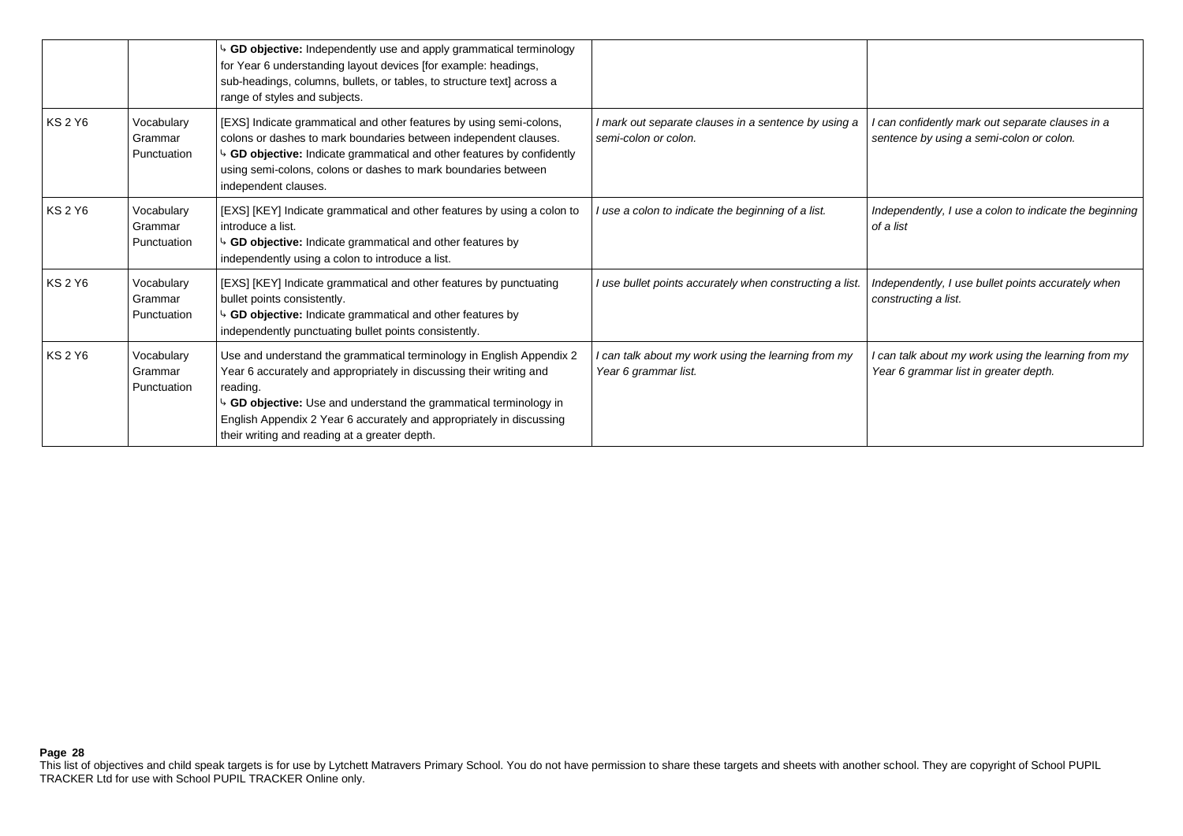| | | | | |
|---|---|---|---|---|
| | | ↳ **GD objective:** Independently use and apply grammatical terminology for Year 6 understanding layout devices [for example: headings, sub-headings, columns, bullets, or tables, to structure text] across a range of styles and subjects. | | |
| KS 2 Y6 | Vocabulary Grammar Punctuation | [EXS] Indicate grammatical and other features by using semi-colons, colons or dashes to mark boundaries between independent clauses.<br>↳ **GD objective:** Indicate grammatical and other features by confidently using semi-colons, colons or dashes to mark boundaries between independent clauses. | *I mark out separate clauses in a sentence by using a semi-colon or colon.* | *I can confidently mark out separate clauses in a sentence by using a semi-colon or colon.* |
| KS 2 Y6 | Vocabulary Grammar Punctuation | [EXS] [KEY] Indicate grammatical and other features by using a colon to introduce a list.<br>↳ **GD objective:** Indicate grammatical and other features by independently using a colon to introduce a list. | *I use a colon to indicate the beginning of a list.* | *Independently, I use a colon to indicate the beginning of a list* |
| KS 2 Y6 | Vocabulary Grammar Punctuation | [EXS] [KEY] Indicate grammatical and other features by punctuating bullet points consistently.<br>↳ **GD objective:** Indicate grammatical and other features by independently punctuating bullet points consistently. | *I use bullet points accurately when constructing a list.* | *Independently, I use bullet points accurately when constructing a list.* |
| KS 2 Y6 | Vocabulary Grammar Punctuation | Use and understand the grammatical terminology in English Appendix 2 Year 6 accurately and appropriately in discussing their writing and reading.<br>↳ **GD objective:** Use and understand the grammatical terminology in English Appendix 2 Year 6 accurately and appropriately in discussing their writing and reading at a greater depth. | *I can talk about my work using the learning from my Year 6 grammar list.* | *I can talk about my work using the learning from my Year 6 grammar list in greater depth.* |

This list of objectives and child speak targets is for use by Lytchett Matravers Primary School. You do not have permission to share these targets and sheets with another school. They are copyright of School PUPIL TRACKER Ltd for use with School PUPIL TRACKER Online only.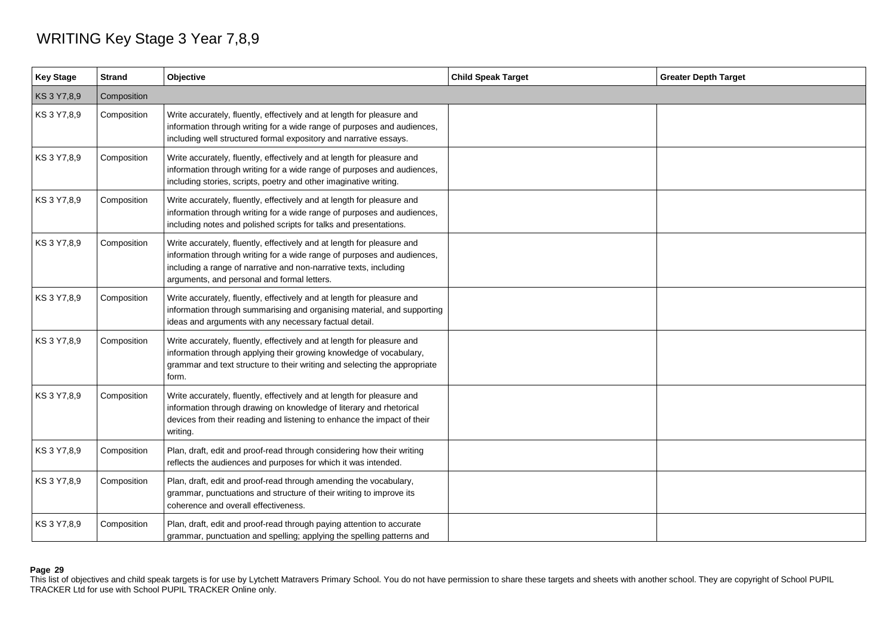# WRITING Key Stage 3 Year 7,8,9

| Key Stage | Strand | Objective | Child Speak Target | Greater Depth Target |
|---|---|---|---|---|
| KS 3 Y7,8,9 | Composition | | | |
| KS 3 Y7,8,9 | Composition | Write accurately, fluently, effectively and at length for pleasure and information through writing for a wide range of purposes and audiences, including well structured formal expository and narrative essays. | | |
| KS 3 Y7,8,9 | Composition | Write accurately, fluently, effectively and at length for pleasure and information through writing for a wide range of purposes and audiences, including stories, scripts, poetry and other imaginative writing. | | |
| KS 3 Y7,8,9 | Composition | Write accurately, fluently, effectively and at length for pleasure and information through writing for a wide range of purposes and audiences, including notes and polished scripts for talks and presentations. | | |
| KS 3 Y7,8,9 | Composition | Write accurately, fluently, effectively and at length for pleasure and information through writing for a wide range of purposes and audiences, including a range of narrative and non-narrative texts, including arguments, and personal and formal letters. | | |
| KS 3 Y7,8,9 | Composition | Write accurately, fluently, effectively and at length for pleasure and information through summarising and organising material, and supporting ideas and arguments with any necessary factual detail. | | |
| KS 3 Y7,8,9 | Composition | Write accurately, fluently, effectively and at length for pleasure and information through applying their growing knowledge of vocabulary, grammar and text structure to their writing and selecting the appropriate form. | | |
| KS 3 Y7,8,9 | Composition | Write accurately, fluently, effectively and at length for pleasure and information through drawing on knowledge of literary and rhetorical devices from their reading and listening to enhance the impact of their writing. | | |
| KS 3 Y7,8,9 | Composition | Plan, draft, edit and proof-read through considering how their writing reflects the audiences and purposes for which it was intended. | | |
| KS 3 Y7,8,9 | Composition | Plan, draft, edit and proof-read through amending the vocabulary, grammar, punctuations and structure of their writing to improve its coherence and overall effectiveness. | | |
| KS 3 Y7,8,9 | Composition | Plan, draft, edit and proof-read through paying attention to accurate grammar, punctuation and spelling; applying the spelling patterns and | | |

This list of objectives and child speak targets is for use by Lytchett Matravers Primary School. You do not have permission to share these targets and sheets with another school. They are copyright of School PUPIL TRACKER Ltd for use with School PUPIL TRACKER Online only.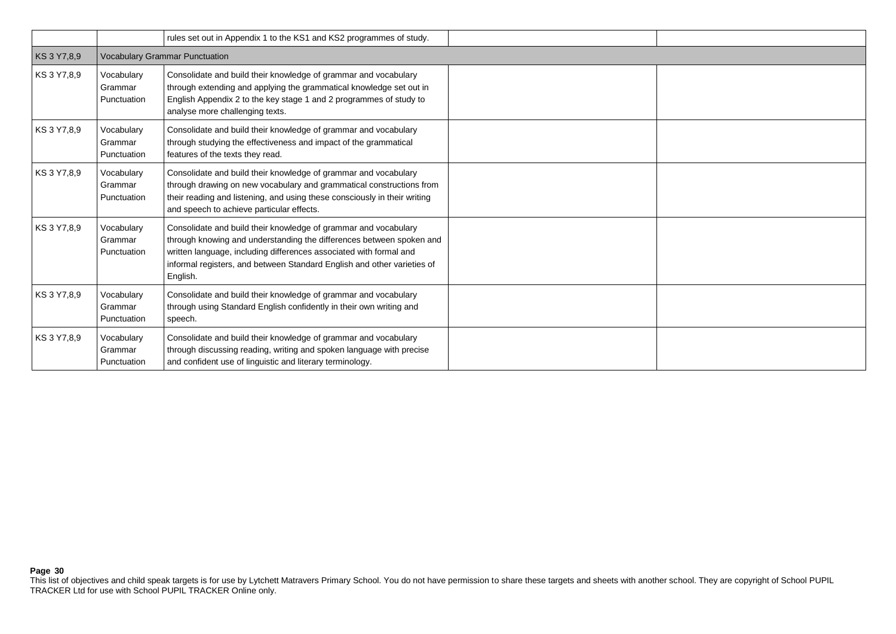| | | | | |
|---|---|---|---|---|
| | | rules set out in Appendix 1 to the KS1 and KS2 programmes of study. | | |
| KS 3 Y7,8,9 | Vocabulary Grammar Punctuation | | | |
| KS 3 Y7,8,9 | Vocabulary Grammar Punctuation | Consolidate and build their knowledge of grammar and vocabulary through extending and applying the grammatical knowledge set out in English Appendix 2 to the key stage 1 and 2 programmes of study to analyse more challenging texts. | | |
| KS 3 Y7,8,9 | Vocabulary Grammar Punctuation | Consolidate and build their knowledge of grammar and vocabulary through studying the effectiveness and impact of the grammatical features of the texts they read. | | |
| KS 3 Y7,8,9 | Vocabulary Grammar Punctuation | Consolidate and build their knowledge of grammar and vocabulary through drawing on new vocabulary and grammatical constructions from their reading and listening, and using these consciously in their writing and speech to achieve particular effects. | | |
| KS 3 Y7,8,9 | Vocabulary Grammar Punctuation | Consolidate and build their knowledge of grammar and vocabulary through knowing and understanding the differences between spoken and written language, including differences associated with formal and informal registers, and between Standard English and other varieties of English. | | |
| KS 3 Y7,8,9 | Vocabulary Grammar Punctuation | Consolidate and build their knowledge of grammar and vocabulary through using Standard English confidently in their own writing and speech. | | |
| KS 3 Y7,8,9 | Vocabulary Grammar Punctuation | Consolidate and build their knowledge of grammar and vocabulary through discussing reading, writing and spoken language with precise and confident use of linguistic and literary terminology. | | |

This list of objectives and child speak targets is for use by Lytchett Matravers Primary School. You do not have permission to share these targets and sheets with another school. They are copyright of School PUPIL TRACKER Ltd for use with School PUPIL TRACKER Online only.